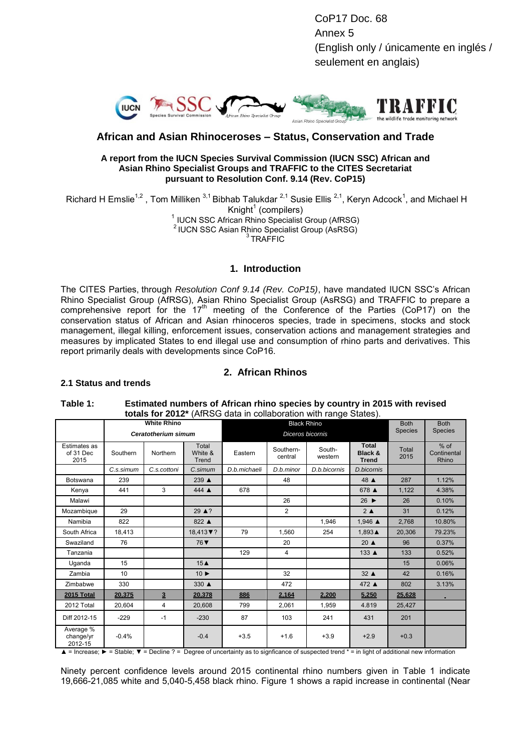CoP17 Doc. 68
Annex 5
(English only / únicamente en inglés / seulement en anglais)

# African and Asian Rhinoceroses – Status, Conservation and Trade

**A report from the IUCN Species Survival Commission (IUCN SSC) African and Asian Rhino Specialist Groups and TRAFFIC to the CITES Secretariat pursuant to Resolution Conf. 9.14 (Rev. CoP15)**

Richard H Emslie[1,2], Tom Milliken[3,1] Bibhab Talukdar[2,1] Susie Ellis[2,1], Keryn Adcock[1], and Michael H Knight[1] (compilers)

[1] IUCN SSC African Rhino Specialist Group (AfRSG)
[2] IUCN SSC Asian Rhino Specialist Group (AsRSG)
[3] TRAFFIC

## 1. Introduction

The CITES Parties, through *Resolution Conf 9.14 (Rev. CoP15)*, have mandated IUCN SSC's African Rhino Specialist Group (AfRSG), Asian Rhino Specialist Group (AsRSG) and TRAFFIC to prepare a comprehensive report for the 17th meeting of the Conference of the Parties (CoP17) on the conservation status of African and Asian rhinoceroses species, trade in specimens, stocks and stock management, illegal killing, enforcement issues, conservation actions and management strategies and measures by implicated States to end illegal use and consumption of rhino parts and derivatives. This report primarily deals with developments since CoP16.

## 2. African Rhinos

### 2.1 Status and trends

**Table 1: Estimated numbers of African rhino species by country in 2015 with revised totals for 2012\*** (AfRSG data in collaboration with range States).

| | White Rhino *Ceratotherium simum* | | | Black Rhino *Diceros bicornis* | | | | Both Species | Both Species |
|---|---|---|---|---|---|---|---|---|---|
| Estimates as of 31 Dec 2015 | Southern | Northern | Total White & Trend | Eastern | Southern-central | South-western | **Total Black & Trend** | Total 2015 | % of Continental Rhino |
| | *C.s.simum* | *C.s.cottoni* | *C.simum* | *D.b.michaeli* | *D.b.minor* | *D.b.bicornis* | *D.bicornis* | | |
| Botswana | 239 | | 239 ▲ | | 48 | | 48 ▲ | 287 | 1.12% |
| Kenya | 441 | 3 | 444 ▲ | 678 | | | 678 ▲ | 1,122 | 4.38% |
| Malawi | | | | | 26 | | 26 ► | 26 | 0.10% |
| Mozambique | 29 | | 29 ▲? | | 2 | | 2 ▲ | 31 | 0.12% |
| Namibia | 822 | | 822 ▲ | | | 1,946 | 1,946 ▲ | 2,768 | 10.80% |
| South Africa | 18,413 | | 18,413▼? | 79 | 1,560 | 254 | 1,893▲ | 20,306 | 79.23% |
| Swaziland | 76 | | 76▼ | | 20 | | 20 ▲ | 96 | 0.37% |
| Tanzania | | | | 129 | 4 | | 133 ▲ | 133 | 0.52% |
| Uganda | 15 | | 15▲ | | | | | 15 | 0.06% |
| Zambia | 10 | | 10 ► | | 32 | | 32 ▲ | 42 | 0.16% |
| Zimbabwe | 330 | | 330 ▲ | | 472 | | 472 ▲ | 802 | 3.13% |
| **2015 Total** | **20,375** | **3** | **20,378** | **886** | **2,164** | **2,200** | **5,250** | **25,628** | - |
| 2012 Total | 20,604 | 4 | 20,608 | 799 | 2,061 | 1,959 | 4.819 | 25,427 | |
| Diff 2012-15 | -229 | -1 | -230 | 87 | 103 | 241 | 431 | 201 | |
| Average % change/yr 2012-15 | -0.4% | | -0.4 | +3.5 | +1.6 | +3.9 | +2.9 | +0.3 | |

▲ = Increase; ► = Stable; ▼ = Decline ? = Degree of uncertainty as to signficance of suspected trend \* = in light of additional new information

Ninety percent confidence levels around 2015 continental rhino numbers given in Table 1 indicate 19,666-21,085 white and 5,040-5,458 black rhino. Figure 1 shows a rapid increase in continental (Near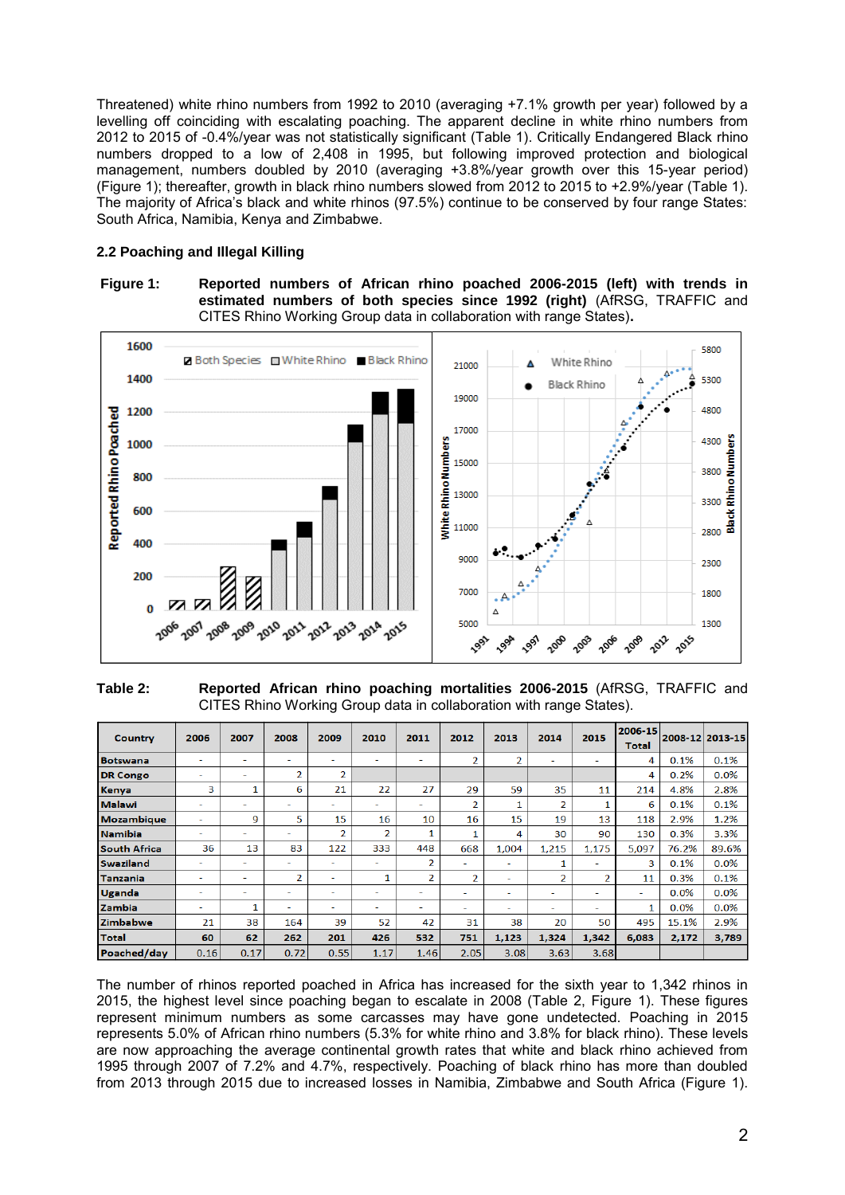Threatened) white rhino numbers from 1992 to 2010 (averaging +7.1% growth per year) followed by a levelling off coinciding with escalating poaching. The apparent decline in white rhino numbers from 2012 to 2015 of -0.4%/year was not statistically significant (Table 1). Critically Endangered Black rhino numbers dropped to a low of 2,408 in 1995, but following improved protection and biological management, numbers doubled by 2010 (averaging +3.8%/year growth over this 15-year period) (Figure 1); thereafter, growth in black rhino numbers slowed from 2012 to 2015 to +2.9%/year (Table 1). The majority of Africa's black and white rhinos (97.5%) continue to be conserved by four range States: South Africa, Namibia, Kenya and Zimbabwe.

### 2.2 Poaching and Illegal Killing

**Figure 1: Reported numbers of African rhino poached 2006-2015 (left) with trends in estimated numbers of both species since 1992 (right)** (AfRSG, TRAFFIC and CITES Rhino Working Group data in collaboration with range States).

**Table 2: Reported African rhino poaching mortalities 2006-2015** (AfRSG, TRAFFIC and CITES Rhino Working Group data in collaboration with range States).

| Country | 2006 | 2007 | 2008 | 2009 | 2010 | 2011 | 2012 | 2013 | 2014 | 2015 | 2006-15 Total | 2008-12 | 2013-15 |
|---|---|---|---|---|---|---|---|---|---|---|---|---|---|
| Botswana | - | - | - | - | - | - | 2 | 2 | - | - | 4 | 0.1% | 0.1% |
| DR Congo | - | - | 2 | 2 | | | | | | | 4 | 0.2% | 0.0% |
| Kenya | 3 | 1 | 6 | 21 | 22 | 27 | 29 | 59 | 35 | 11 | 214 | 4.8% | 2.8% |
| Malawi | - | - | - | - | - | - | 2 | 1 | 2 | 1 | 6 | 0.1% | 0.1% |
| Mozambique | - | 9 | 5 | 15 | 16 | 10 | 16 | 15 | 19 | 13 | 118 | 2.9% | 1.2% |
| Namibia | - | - | - | 2 | 2 | 1 | 1 | 4 | 30 | 90 | 130 | 0.3% | 3.3% |
| South Africa | 36 | 13 | 83 | 122 | 333 | 448 | 668 | 1,004 | 1,215 | 1,175 | 5,097 | 76.2% | 89.6% |
| Swaziland | - | - | - | - | - | 2 | - | - | 1 | - | 3 | 0.1% | 0.0% |
| Tanzania | - | - | 2 | - | 1 | 2 | 2 | - | 2 | 2 | 11 | 0.3% | 0.1% |
| Uganda | - | - | - | - | - | - | - | - | - | - | - | 0.0% | 0.0% |
| Zambia | - | 1 | - | - | - | - | - | - | - | - | 1 | 0.0% | 0.0% |
| Zimbabwe | 21 | 38 | 164 | 39 | 52 | 42 | 31 | 38 | 20 | 50 | 495 | 15.1% | 2.9% |
| **Total** | **60** | **62** | **262** | **201** | **426** | **532** | **751** | **1,123** | **1,324** | **1,342** | **6,083** | **2,172** | **3,789** |
| **Poached/day** | 0.16 | 0.17 | 0.72 | 0.55 | 1.17 | 1.46 | 2.05 | 3.08 | 3.63 | 3.68 | | | |

The number of rhinos reported poached in Africa has increased for the sixth year to 1,342 rhinos in 2015, the highest level since poaching began to escalate in 2008 (Table 2, Figure 1). These figures represent minimum numbers as some carcasses may have gone undetected. Poaching in 2015 represents 5.0% of African rhino numbers (5.3% for white rhino and 3.8% for black rhino). These levels are now approaching the average continental growth rates that white and black rhino achieved from 1995 through 2007 of 7.2% and 4.7%, respectively. Poaching of black rhino has more than doubled from 2013 through 2015 due to increased losses in Namibia, Zimbabwe and South Africa (Figure 1).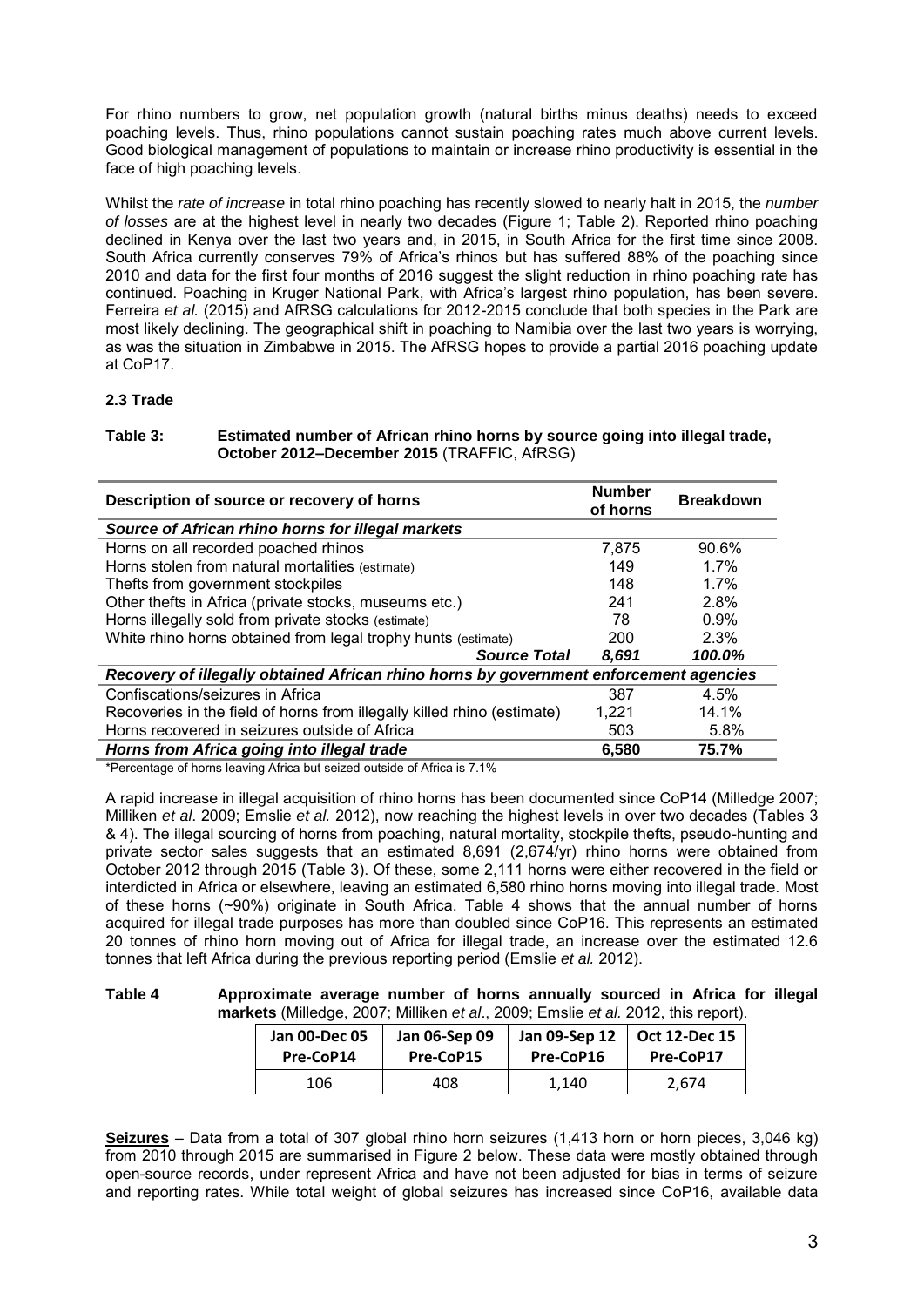For rhino numbers to grow, net population growth (natural births minus deaths) needs to exceed poaching levels. Thus, rhino populations cannot sustain poaching rates much above current levels. Good biological management of populations to maintain or increase rhino productivity is essential in the face of high poaching levels.

Whilst the *rate of increase* in total rhino poaching has recently slowed to nearly halt in 2015, the *number of losses* are at the highest level in nearly two decades (Figure 1; Table 2). Reported rhino poaching declined in Kenya over the last two years and, in 2015, in South Africa for the first time since 2008. South Africa currently conserves 79% of Africa's rhinos but has suffered 88% of the poaching since 2010 and data for the first four months of 2016 suggest the slight reduction in rhino poaching rate has continued. Poaching in Kruger National Park, with Africa's largest rhino population, has been severe. Ferreira *et al.* (2015) and AfRSG calculations for 2012-2015 conclude that both species in the Park are most likely declining. The geographical shift in poaching to Namibia over the last two years is worrying, as was the situation in Zimbabwe in 2015. The AfRSG hopes to provide a partial 2016 poaching update at CoP17.

### 2.3 Trade

**Table 3: Estimated number of African rhino horns by source going into illegal trade, October 2012–December 2015** (TRAFFIC, AfRSG)

| Description of source or recovery of horns | Number of horns | Breakdown |
|---|---|---|
| ***Source of African rhino horns for illegal markets*** | | |
| Horns on all recorded poached rhinos | 7,875 | 90.6% |
| Horns stolen from natural mortalities (estimate) | 149 | 1.7% |
| Thefts from government stockpiles | 148 | 1.7% |
| Other thefts in Africa (private stocks, museums etc.) | 241 | 2.8% |
| Horns illegally sold from private stocks (estimate) | 78 | 0.9% |
| White rhino horns obtained from legal trophy hunts (estimate) | 200 | 2.3% |
| ***Source Total*** | ***8,691*** | ***100.0%*** |
| ***Recovery of illegally obtained African rhino horns by government enforcement agencies*** | | |
| Confiscations/seizures in Africa | 387 | 4.5% |
| Recoveries in the field of horns from illegally killed rhino (estimate) | 1,221 | 14.1% |
| Horns recovered in seizures outside of Africa | 503 | 5.8% |
| ***Horns from Africa going into illegal trade*** | ***6,580*** | ***75.7%*** |

*Percentage of horns leaving Africa but seized outside of Africa is 7.1%

A rapid increase in illegal acquisition of rhino horns has been documented since CoP14 (Milledge 2007; Milliken *et al*. 2009; Emslie *et al.* 2012), now reaching the highest levels in over two decades (Tables 3 & 4). The illegal sourcing of horns from poaching, natural mortality, stockpile thefts, pseudo-hunting and private sector sales suggests that an estimated 8,691 (2,674/yr) rhino horns were obtained from October 2012 through 2015 (Table 3). Of these, some 2,111 horns were either recovered in the field or interdicted in Africa or elsewhere, leaving an estimated 6,580 rhino horns moving into illegal trade. Most of these horns (~90%) originate in South Africa. Table 4 shows that the annual number of horns acquired for illegal trade purposes has more than doubled since CoP16. This represents an estimated 20 tonnes of rhino horn moving out of Africa for illegal trade, an increase over the estimated 12.6 tonnes that left Africa during the previous reporting period (Emslie *et al.* 2012).

**Table 4 Approximate average number of horns annually sourced in Africa for illegal markets** (Milledge, 2007; Milliken *et al*., 2009; Emslie *et al.* 2012, this report).

| Jan 00-Dec 05 Pre-CoP14 | Jan 06-Sep 09 Pre-CoP15 | Jan 09-Sep 12 Pre-CoP16 | Oct 12-Dec 15 Pre-CoP17 |
|---|---|---|---|
| 106 | 408 | 1,140 | 2,674 |

**Seizures** – Data from a total of 307 global rhino horn seizures (1,413 horn or horn pieces, 3,046 kg) from 2010 through 2015 are summarised in Figure 2 below. These data were mostly obtained through open-source records, under represent Africa and have not been adjusted for bias in terms of seizure and reporting rates. While total weight of global seizures has increased since CoP16, available data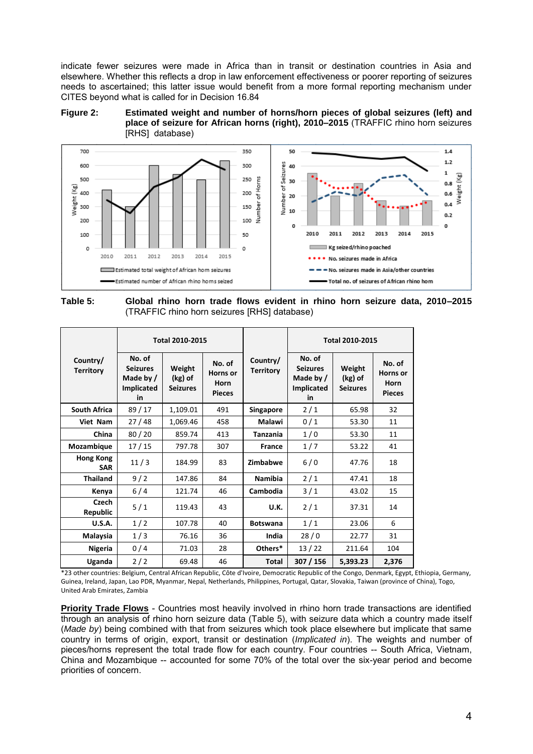indicate fewer seizures were made in Africa than in transit or destination countries in Asia and elsewhere. Whether this reflects a drop in law enforcement effectiveness or poorer reporting of seizures needs to ascertained; this latter issue would benefit from a more formal reporting mechanism under CITES beyond what is called for in Decision 16.84

**Figure 2: Estimated weight and number of horns/horn pieces of global seizures (left) and place of seizure for African horns (right), 2010–2015** (TRAFFIC rhino horn seizures [RHS] database)

**Table 5: Global rhino horn trade flows evident in rhino horn seizure data, 2010–2015** (TRAFFIC rhino horn seizures [RHS] database)

| Country/ Territory | Total 2010-2015 | | | Country/ Territory | Total 2010-2015 | | |
|---|---|---|---|---|---|---|---|
| | No. of Seizures Made by / Implicated in | Weight (kg) of Seizures | No. of Horns or Horn Pieces | | No. of Seizures Made by / Implicated in | Weight (kg) of Seizures | No. of Horns or Horn Pieces |
| South Africa | 89 / 17 | 1,109.01 | 491 | Singapore | 2 / 1 | 65.98 | 32 |
| Viet Nam | 27 / 48 | 1,069.46 | 458 | Malawi | 0 / 1 | 53.30 | 11 |
| China | 80 / 20 | 859.74 | 413 | Tanzania | 1 / 0 | 53.30 | 11 |
| Mozambique | 17 / 15 | 797.78 | 307 | France | 1 / 7 | 53.22 | 41 |
| Hong Kong SAR | 11 / 3 | 184.99 | 83 | Zimbabwe | 6 / 0 | 47.76 | 18 |
| Thailand | 9 / 2 | 147.86 | 84 | Namibia | 2 / 1 | 47.41 | 18 |
| Kenya | 6 / 4 | 121.74 | 46 | Cambodia | 3 / 1 | 43.02 | 15 |
| Czech Republic | 5 / 1 | 119.43 | 43 | U.K. | 2 / 1 | 37.31 | 14 |
| U.S.A. | 1 / 2 | 107.78 | 40 | Botswana | 1 / 1 | 23.06 | 6 |
| Malaysia | 1 / 3 | 76.16 | 36 | India | 28 / 0 | 22.77 | 31 |
| Nigeria | 0 / 4 | 71.03 | 28 | Others* | 13 / 22 | 211.64 | 104 |
| Uganda | 2 / 2 | 69.48 | 46 | **Total** | **307 / 156** | **5,393.23** | **2,376** |

*23 other countries: Belgium, Central African Republic, Côte d'Ivoire, Democratic Republic of the Congo, Denmark, Egypt, Ethiopia, Germany, Guinea, Ireland, Japan, Lao PDR, Myanmar, Nepal, Netherlands, Philippines, Portugal, Qatar, Slovakia, Taiwan (province of China), Togo, United Arab Emirates, Zambia

**Priority Trade Flows** - Countries most heavily involved in rhino horn trade transactions are identified through an analysis of rhino horn seizure data (Table 5), with seizure data which a country made itself (*Made by*) being combined with that from seizures which took place elsewhere but implicate that same country in terms of origin, export, transit or destination (*Implicated in*). The weights and number of pieces/horns represent the total trade flow for each country. Four countries -- South Africa, Vietnam, China and Mozambique -- accounted for some 70% of the total over the six-year period and become priorities of concern.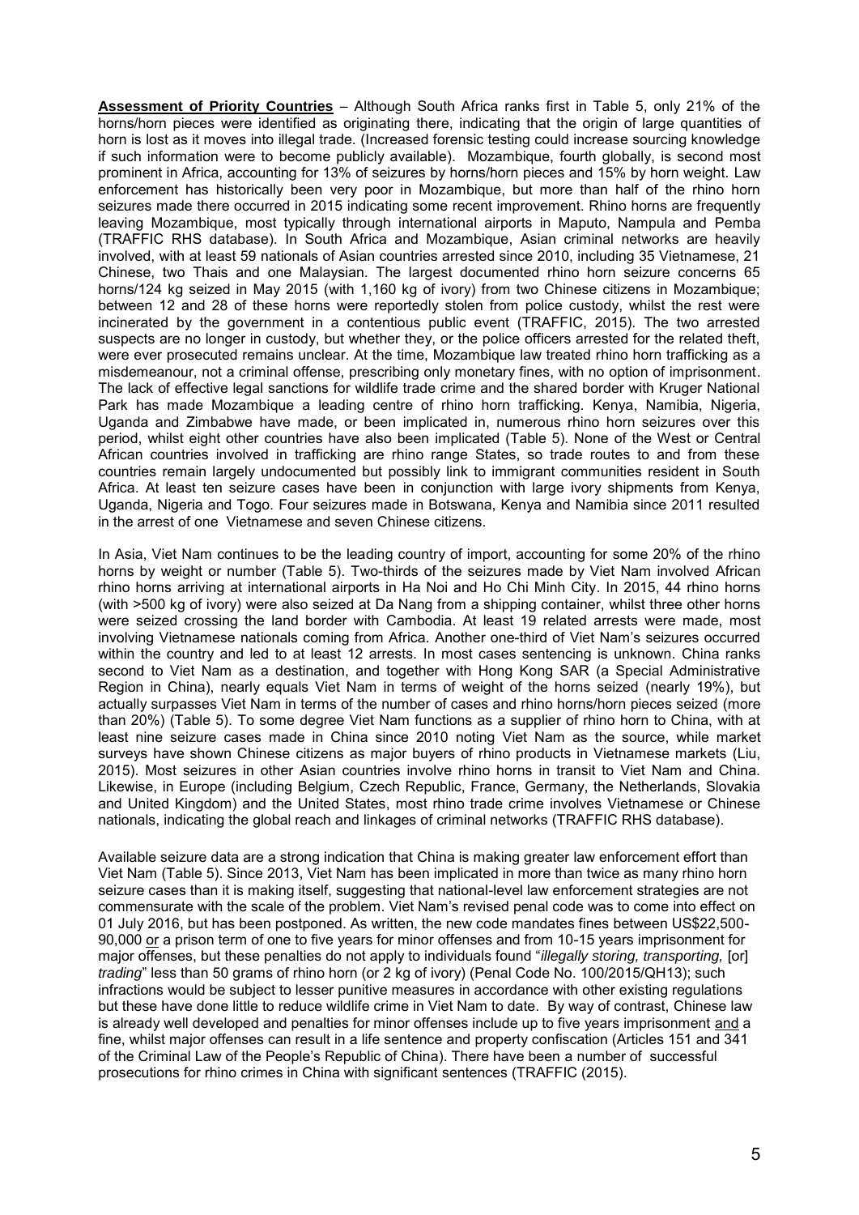**Assessment of Priority Countries** – Although South Africa ranks first in Table 5, only 21% of the horns/horn pieces were identified as originating there, indicating that the origin of large quantities of horn is lost as it moves into illegal trade. (Increased forensic testing could increase sourcing knowledge if such information were to become publicly available). Mozambique, fourth globally, is second most prominent in Africa, accounting for 13% of seizures by horns/horn pieces and 15% by horn weight. Law enforcement has historically been very poor in Mozambique, but more than half of the rhino horn seizures made there occurred in 2015 indicating some recent improvement. Rhino horns are frequently leaving Mozambique, most typically through international airports in Maputo, Nampula and Pemba (TRAFFIC RHS database). In South Africa and Mozambique, Asian criminal networks are heavily involved, with at least 59 nationals of Asian countries arrested since 2010, including 35 Vietnamese, 21 Chinese, two Thais and one Malaysian. The largest documented rhino horn seizure concerns 65 horns/124 kg seized in May 2015 (with 1,160 kg of ivory) from two Chinese citizens in Mozambique; between 12 and 28 of these horns were reportedly stolen from police custody, whilst the rest were incinerated by the government in a contentious public event (TRAFFIC, 2015). The two arrested suspects are no longer in custody, but whether they, or the police officers arrested for the related theft, were ever prosecuted remains unclear. At the time, Mozambique law treated rhino horn trafficking as a misdemeanour, not a criminal offense, prescribing only monetary fines, with no option of imprisonment. The lack of effective legal sanctions for wildlife trade crime and the shared border with Kruger National Park has made Mozambique a leading centre of rhino horn trafficking. Kenya, Namibia, Nigeria, Uganda and Zimbabwe have made, or been implicated in, numerous rhino horn seizures over this period, whilst eight other countries have also been implicated (Table 5). None of the West or Central African countries involved in trafficking are rhino range States, so trade routes to and from these countries remain largely undocumented but possibly link to immigrant communities resident in South Africa. At least ten seizure cases have been in conjunction with large ivory shipments from Kenya, Uganda, Nigeria and Togo. Four seizures made in Botswana, Kenya and Namibia since 2011 resulted in the arrest of one Vietnamese and seven Chinese citizens.

In Asia, Viet Nam continues to be the leading country of import, accounting for some 20% of the rhino horns by weight or number (Table 5). Two-thirds of the seizures made by Viet Nam involved African rhino horns arriving at international airports in Ha Noi and Ho Chi Minh City. In 2015, 44 rhino horns (with >500 kg of ivory) were also seized at Da Nang from a shipping container, whilst three other horns were seized crossing the land border with Cambodia. At least 19 related arrests were made, most involving Vietnamese nationals coming from Africa. Another one-third of Viet Nam's seizures occurred within the country and led to at least 12 arrests. In most cases sentencing is unknown. China ranks second to Viet Nam as a destination, and together with Hong Kong SAR (a Special Administrative Region in China), nearly equals Viet Nam in terms of weight of the horns seized (nearly 19%), but actually surpasses Viet Nam in terms of the number of cases and rhino horns/horn pieces seized (more than 20%) (Table 5). To some degree Viet Nam functions as a supplier of rhino horn to China, with at least nine seizure cases made in China since 2010 noting Viet Nam as the source, while market surveys have shown Chinese citizens as major buyers of rhino products in Vietnamese markets (Liu, 2015). Most seizures in other Asian countries involve rhino horns in transit to Viet Nam and China. Likewise, in Europe (including Belgium, Czech Republic, France, Germany, the Netherlands, Slovakia and United Kingdom) and the United States, most rhino trade crime involves Vietnamese or Chinese nationals, indicating the global reach and linkages of criminal networks (TRAFFIC RHS database).

Available seizure data are a strong indication that China is making greater law enforcement effort than Viet Nam (Table 5). Since 2013, Viet Nam has been implicated in more than twice as many rhino horn seizure cases than it is making itself, suggesting that national-level law enforcement strategies are not commensurate with the scale of the problem. Viet Nam's revised penal code was to come into effect on 01 July 2016, but has been postponed. As written, the new code mandates fines between US$22,500-90,000 or a prison term of one to five years for minor offenses and from 10-15 years imprisonment for major offenses, but these penalties do not apply to individuals found "*illegally storing, transporting,* [or] *trading*" less than 50 grams of rhino horn (or 2 kg of ivory) (Penal Code No. 100/2015/QH13); such infractions would be subject to lesser punitive measures in accordance with other existing regulations but these have done little to reduce wildlife crime in Viet Nam to date. By way of contrast, Chinese law is already well developed and penalties for minor offenses include up to five years imprisonment and a fine, whilst major offenses can result in a life sentence and property confiscation (Articles 151 and 341 of the Criminal Law of the People's Republic of China). There have been a number of successful prosecutions for rhino crimes in China with significant sentences (TRAFFIC (2015).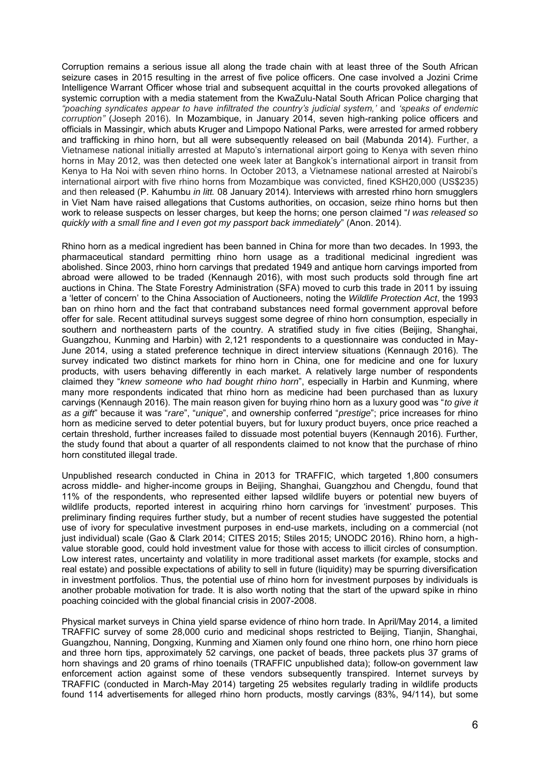Corruption remains a serious issue all along the trade chain with at least three of the South African seizure cases in 2015 resulting in the arrest of five police officers. One case involved a Jozini Crime Intelligence Warrant Officer whose trial and subsequent acquittal in the courts provoked allegations of systemic corruption with a media statement from the KwaZulu-Natal South African Police charging that *"poaching syndicates appear to have infiltrated the country's judicial system,'* and *'speaks of endemic corruption"* (Joseph 2016). In Mozambique, in January 2014, seven high-ranking police officers and officials in Massingir, which abuts Kruger and Limpopo National Parks, were arrested for armed robbery and trafficking in rhino horn, but all were subsequently released on bail (Mabunda 2014). Further, a Vietnamese national initially arrested at Maputo's international airport going to Kenya with seven rhino horns in May 2012, was then detected one week later at Bangkok's international airport in transit from Kenya to Ha Noi with seven rhino horns. In October 2013, a Vietnamese national arrested at Nairobi's international airport with five rhino horns from Mozambique was convicted, fined KSH20,000 (US$235) and then released (P. Kahumbu *in litt.* 08 January 2014). Interviews with arrested rhino horn smugglers in Viet Nam have raised allegations that Customs authorities, on occasion, seize rhino horns but then work to release suspects on lesser charges, but keep the horns; one person claimed "*I was released so quickly with a small fine and I even got my passport back immediately*" (Anon. 2014).

Rhino horn as a medical ingredient has been banned in China for more than two decades. In 1993, the pharmaceutical standard permitting rhino horn usage as a traditional medicinal ingredient was abolished. Since 2003, rhino horn carvings that predated 1949 and antique horn carvings imported from abroad were allowed to be traded (Kennaugh 2016), with most such products sold through fine art auctions in China. The State Forestry Administration (SFA) moved to curb this trade in 2011 by issuing a 'letter of concern' to the China Association of Auctioneers, noting the *Wildlife Protection Act*, the 1993 ban on rhino horn and the fact that contraband substances need formal government approval before offer for sale. Recent attitudinal surveys suggest some degree of rhino horn consumption, especially in southern and northeastern parts of the country. A stratified study in five cities (Beijing, Shanghai, Guangzhou, Kunming and Harbin) with 2,121 respondents to a questionnaire was conducted in May-June 2014, using a stated preference technique in direct interview situations (Kennaugh 2016). The survey indicated two distinct markets for rhino horn in China, one for medicine and one for luxury products, with users behaving differently in each market. A relatively large number of respondents claimed they "*knew someone who had bought rhino horn*", especially in Harbin and Kunming, where many more respondents indicated that rhino horn as medicine had been purchased than as luxury carvings (Kennaugh 2016). The main reason given for buying rhino horn as a luxury good was "*to give it as a gift*" because it was "*rare*", "*unique*", and ownership conferred "*prestige*"; price increases for rhino horn as medicine served to deter potential buyers, but for luxury product buyers, once price reached a certain threshold, further increases failed to dissuade most potential buyers (Kennaugh 2016). Further, the study found that about a quarter of all respondents claimed to not know that the purchase of rhino horn constituted illegal trade.

Unpublished research conducted in China in 2013 for TRAFFIC, which targeted 1,800 consumers across middle- and higher-income groups in Beijing, Shanghai, Guangzhou and Chengdu, found that 11% of the respondents, who represented either lapsed wildlife buyers or potential new buyers of wildlife products, reported interest in acquiring rhino horn carvings for 'investment' purposes. This preliminary finding requires further study, but a number of recent studies have suggested the potential use of ivory for speculative investment purposes in end-use markets, including on a commercial (not just individual) scale (Gao & Clark 2014; CITES 2015; Stiles 2015; UNODC 2016). Rhino horn, a high-value storable good, could hold investment value for those with access to illicit circles of consumption. Low interest rates, uncertainty and volatility in more traditional asset markets (for example, stocks and real estate) and possible expectations of ability to sell in future (liquidity) may be spurring diversification in investment portfolios. Thus, the potential use of rhino horn for investment purposes by individuals is another probable motivation for trade. It is also worth noting that the start of the upward spike in rhino poaching coincided with the global financial crisis in 2007-2008.

Physical market surveys in China yield sparse evidence of rhino horn trade. In April/May 2014, a limited TRAFFIC survey of some 28,000 curio and medicinal shops restricted to Beijing, Tianjin, Shanghai, Guangzhou, Nanning, Dongxing, Kunming and Xiamen only found one rhino horn, one rhino horn piece and three horn tips, approximately 52 carvings, one packet of beads, three packets plus 37 grams of horn shavings and 20 grams of rhino toenails (TRAFFIC unpublished data); follow-on government law enforcement action against some of these vendors subsequently transpired. Internet surveys by TRAFFIC (conducted in March-May 2014) targeting 25 websites regularly trading in wildlife products found 114 advertisements for alleged rhino horn products, mostly carvings (83%, 94/114), but some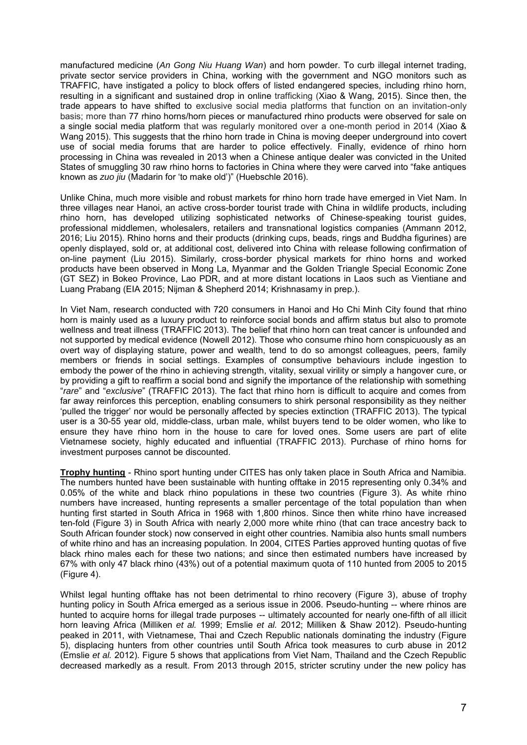manufactured medicine (*An Gong Niu Huang Wan*) and horn powder. To curb illegal internet trading, private sector service providers in China, working with the government and NGO monitors such as TRAFFIC, have instigated a policy to block offers of listed endangered species, including rhino horn, resulting in a significant and sustained drop in online trafficking (Xiao & Wang, 2015). Since then, the trade appears to have shifted to exclusive social media platforms that function on an invitation-only basis; more than 77 rhino horns/horn pieces or manufactured rhino products were observed for sale on a single social media platform that was regularly monitored over a one-month period in 2014 (Xiao & Wang 2015). This suggests that the rhino horn trade in China is moving deeper underground into covert use of social media forums that are harder to police effectively. Finally, evidence of rhino horn processing in China was revealed in 2013 when a Chinese antique dealer was convicted in the United States of smuggling 30 raw rhino horns to factories in China where they were carved into "fake antiques known as *zuo jiu* (Madarin for 'to make old')" (Huebschle 2016).

Unlike China, much more visible and robust markets for rhino horn trade have emerged in Viet Nam. In three villages near Hanoi, an active cross-border tourist trade with China in wildlife products, including rhino horn, has developed utilizing sophisticated networks of Chinese-speaking tourist guides, professional middlemen, wholesalers, retailers and transnational logistics companies (Ammann 2012, 2016; Liu 2015). Rhino horns and their products (drinking cups, beads, rings and Buddha figurines) are openly displayed, sold or, at additional cost, delivered into China with release following confirmation of on-line payment (Liu 2015). Similarly, cross-border physical markets for rhino horns and worked products have been observed in Mong La, Myanmar and the Golden Triangle Special Economic Zone (GT SEZ) in Bokeo Province, Lao PDR, and at more distant locations in Laos such as Vientiane and Luang Prabang (EIA 2015; Nijman & Shepherd 2014; Krishnasamy in prep.).

In Viet Nam, research conducted with 720 consumers in Hanoi and Ho Chi Minh City found that rhino horn is mainly used as a luxury product to reinforce social bonds and affirm status but also to promote wellness and treat illness (TRAFFIC 2013). The belief that rhino horn can treat cancer is unfounded and not supported by medical evidence (Nowell 2012). Those who consume rhino horn conspicuously as an overt way of displaying stature, power and wealth, tend to do so amongst colleagues, peers, family members or friends in social settings. Examples of consumptive behaviours include ingestion to embody the power of the rhino in achieving strength, vitality, sexual virility or simply a hangover cure, or by providing a gift to reaffirm a social bond and signify the importance of the relationship with something "*rare*" and "*exclusive*" (TRAFFIC 2013). The fact that rhino horn is difficult to acquire and comes from far away reinforces this perception, enabling consumers to shirk personal responsibility as they neither 'pulled the trigger' nor would be personally affected by species extinction (TRAFFIC 2013). The typical user is a 30-55 year old, middle-class, urban male, whilst buyers tend to be older women, who like to ensure they have rhino horn in the house to care for loved ones. Some users are part of elite Vietnamese society, highly educated and influential (TRAFFIC 2013). Purchase of rhino horns for investment purposes cannot be discounted.

**Trophy hunting** - Rhino sport hunting under CITES has only taken place in South Africa and Namibia. The numbers hunted have been sustainable with hunting offtake in 2015 representing only 0.34% and 0.05% of the white and black rhino populations in these two countries (Figure 3). As white rhino numbers have increased, hunting represents a smaller percentage of the total population than when hunting first started in South Africa in 1968 with 1,800 rhinos. Since then white rhino have increased ten-fold (Figure 3) in South Africa with nearly 2,000 more white rhino (that can trace ancestry back to South African founder stock) now conserved in eight other countries. Namibia also hunts small numbers of white rhino and has an increasing population. In 2004, CITES Parties approved hunting quotas of five black rhino males each for these two nations; and since then estimated numbers have increased by 67% with only 47 black rhino (43%) out of a potential maximum quota of 110 hunted from 2005 to 2015 (Figure 4).

Whilst legal hunting offtake has not been detrimental to rhino recovery (Figure 3), abuse of trophy hunting policy in South Africa emerged as a serious issue in 2006. Pseudo-hunting -- where rhinos are hunted to acquire horns for illegal trade purposes -- ultimately accounted for nearly one-fifth of all illicit horn leaving Africa (Milliken *et al.* 1999; Emslie *et al.* 2012; Milliken & Shaw 2012). Pseudo-hunting peaked in 2011, with Vietnamese, Thai and Czech Republic nationals dominating the industry (Figure 5), displacing hunters from other countries until South Africa took measures to curb abuse in 2012 (Emslie *et al.* 2012). Figure 5 shows that applications from Viet Nam, Thailand and the Czech Republic decreased markedly as a result. From 2013 through 2015, stricter scrutiny under the new policy has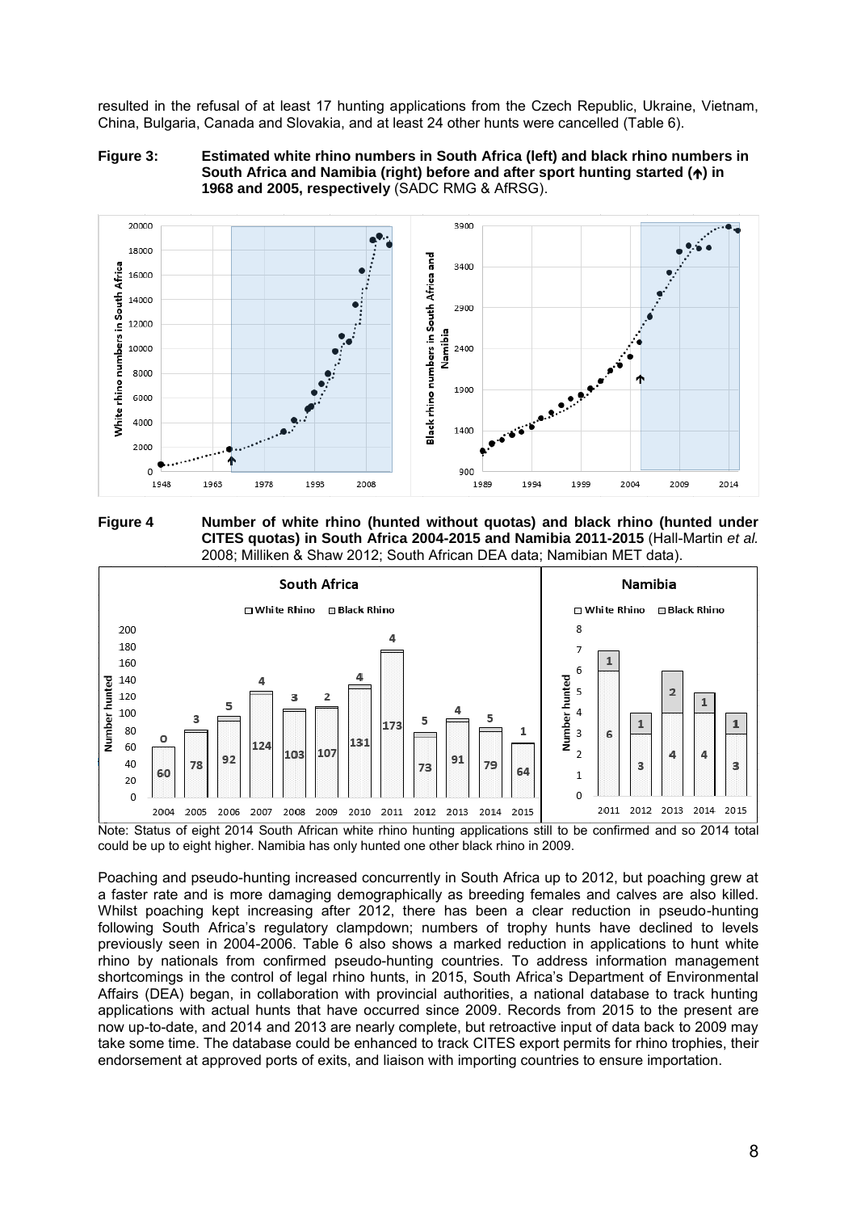resulted in the refusal of at least 17 hunting applications from the Czech Republic, Ukraine, Vietnam, China, Bulgaria, Canada and Slovakia, and at least 24 other hunts were cancelled (Table 6).

**Figure 3: Estimated white rhino numbers in South Africa (left) and black rhino numbers in South Africa and Namibia (right) before and after sport hunting started (↑) in 1968 and 2005, respectively** (SADC RMG & AfRSG).

**Figure 4 Number of white rhino (hunted without quotas) and black rhino (hunted under CITES quotas) in South Africa 2004-2015 and Namibia 2011-2015** (Hall-Martin *et al.* 2008; Milliken & Shaw 2012; South African DEA data; Namibian MET data).

**South Africa**

| Year | White Rhino | Black Rhino |
|---|---|---|
| 2004 | 60 | 0 |
| 2005 | 78 | 3 |
| 2006 | 92 | 5 |
| 2007 | 124 | 4 |
| 2008 | 103 | 3 |
| 2009 | 107 | 2 |
| 2010 | 131 | 4 |
| 2011 | 173 | 4 |
| 2012 | 73 | 5 |
| 2013 | 91 | 4 |
| 2014 | 79 | 5 |
| 2015 | 64 | 1 |

**Namibia**

| Year | White Rhino | Black Rhino |
|---|---|---|
| 2011 | 6 | 1 |
| 2012 | 3 | 1 |
| 2013 | 4 | 2 |
| 2014 | 4 | 1 |
| 2015 | 3 | 1 |

Note: Status of eight 2014 South African white rhino hunting applications still to be confirmed and so 2014 total could be up to eight higher. Namibia has only hunted one other black rhino in 2009.

Poaching and pseudo-hunting increased concurrently in South Africa up to 2012, but poaching grew at a faster rate and is more damaging demographically as breeding females and calves are also killed. Whilst poaching kept increasing after 2012, there has been a clear reduction in pseudo-hunting following South Africa's regulatory clampdown; numbers of trophy hunts have declined to levels previously seen in 2004-2006. Table 6 also shows a marked reduction in applications to hunt white rhino by nationals from confirmed pseudo-hunting countries. To address information management shortcomings in the control of legal rhino hunts, in 2015, South Africa's Department of Environmental Affairs (DEA) began, in collaboration with provincial authorities, a national database to track hunting applications with actual hunts that have occurred since 2009. Records from 2015 to the present are now up-to-date, and 2014 and 2013 are nearly complete, but retroactive input of data back to 2009 may take some time. The database could be enhanced to track CITES export permits for rhino trophies, their endorsement at approved ports of exits, and liaison with importing countries to ensure importation.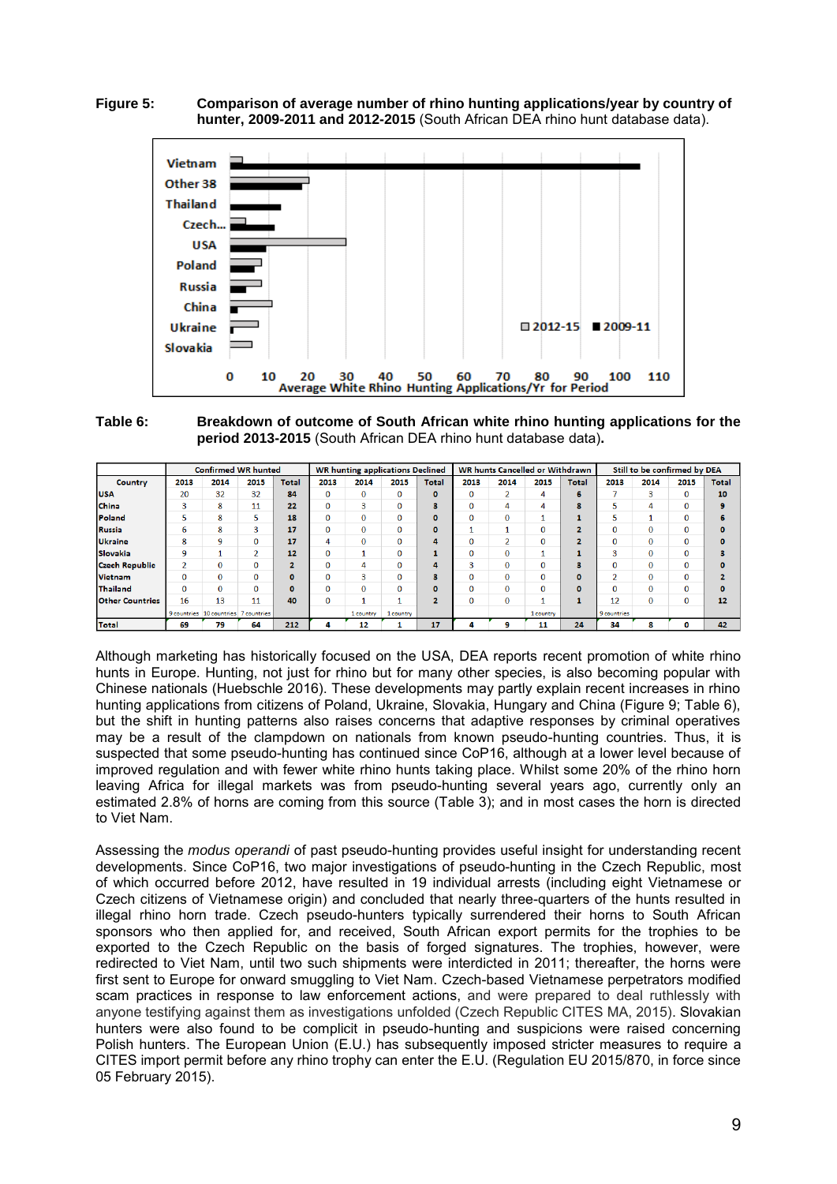**Figure 5:** **Comparison of average number of rhino hunting applications/year by country of hunter, 2009-2011 and 2012-2015** (South African DEA rhino hunt database data).

**Table 6:** **Breakdown of outcome of South African white rhino hunting applications for the period 2013-2015** (South African DEA rhino hunt database data)**.**

| | Confirmed WR hunted | | | | WR hunting applications Declined | | | | WR hunts Cancelled or Withdrawn | | | | Still to be confirmed by DEA | | | |
|---|---|---|---|---|---|---|---|---|---|---|---|---|---|---|---|---|
| Country | 2013 | 2014 | 2015 | Total | 2013 | 2014 | 2015 | Total | 2013 | 2014 | 2015 | Total | 2013 | 2014 | 2015 | Total |
| USA | 20 | 32 | 32 | 84 | 0 | 0 | 0 | 0 | 0 | 2 | 4 | 6 | 7 | 3 | 0 | 10 |
| China | 3 | 8 | 11 | 22 | 0 | 3 | 0 | 3 | 0 | 4 | 4 | 8 | 5 | 4 | 0 | 9 |
| Poland | 5 | 8 | 5 | 18 | 0 | 0 | 0 | 0 | 0 | 0 | 1 | 1 | 5 | 1 | 0 | 6 |
| Russia | 6 | 8 | 3 | 17 | 0 | 0 | 0 | 0 | 1 | 1 | 0 | 2 | 0 | 0 | 0 | 0 |
| Ukraine | 8 | 9 | 0 | 17 | 4 | 0 | 0 | 4 | 0 | 2 | 0 | 2 | 0 | 0 | 0 | 0 |
| Slovakia | 9 | 1 | 2 | 12 | 0 | 1 | 0 | 1 | 0 | 0 | 1 | 1 | 3 | 0 | 0 | 3 |
| Czech Republic | 2 | 0 | 0 | 2 | 0 | 4 | 0 | 4 | 3 | 0 | 0 | 3 | 0 | 0 | 0 | 0 |
| Vietnam | 0 | 0 | 0 | 0 | 0 | 3 | 0 | 3 | 0 | 0 | 0 | 0 | 2 | 0 | 0 | 2 |
| Thailand | 0 | 0 | 0 | 0 | 0 | 0 | 0 | 0 | 0 | 0 | 0 | 0 | 0 | 0 | 0 | 0 |
| Other Countries | 16 | 13 | 11 | 40 | 0 | 1 | 1 | 2 | 0 | 0 | 1 | 1 | 12 | 0 | 0 | 12 |
| | 9 countries | 10 countries | 7 countries | | | 1 country | 1 country | | | | 1 country | | 9 countries | | | |
| Total | 69 | 79 | 64 | 212 | 4 | 12 | 1 | 17 | 4 | 9 | 11 | 24 | 34 | 8 | 0 | 42 |

Although marketing has historically focused on the USA, DEA reports recent promotion of white rhino hunts in Europe. Hunting, not just for rhino but for many other species, is also becoming popular with Chinese nationals (Huebschle 2016). These developments may partly explain recent increases in rhino hunting applications from citizens of Poland, Ukraine, Slovakia, Hungary and China (Figure 9; Table 6), but the shift in hunting patterns also raises concerns that adaptive responses by criminal operatives may be a result of the clampdown on nationals from known pseudo-hunting countries. Thus, it is suspected that some pseudo-hunting has continued since CoP16, although at a lower level because of improved regulation and with fewer white rhino hunts taking place. Whilst some 20% of the rhino horn leaving Africa for illegal markets was from pseudo-hunting several years ago, currently only an estimated 2.8% of horns are coming from this source (Table 3); and in most cases the horn is directed to Viet Nam.

Assessing the *modus operandi* of past pseudo-hunting provides useful insight for understanding recent developments. Since CoP16, two major investigations of pseudo-hunting in the Czech Republic, most of which occurred before 2012, have resulted in 19 individual arrests (including eight Vietnamese or Czech citizens of Vietnamese origin) and concluded that nearly three-quarters of the hunts resulted in illegal rhino horn trade. Czech pseudo-hunters typically surrendered their horns to South African sponsors who then applied for, and received, South African export permits for the trophies to be exported to the Czech Republic on the basis of forged signatures. The trophies, however, were redirected to Viet Nam, until two such shipments were interdicted in 2011; thereafter, the horns were first sent to Europe for onward smuggling to Viet Nam. Czech-based Vietnamese perpetrators modified scam practices in response to law enforcement actions, and were prepared to deal ruthlessly with anyone testifying against them as investigations unfolded (Czech Republic CITES MA, 2015). Slovakian hunters were also found to be complicit in pseudo-hunting and suspicions were raised concerning Polish hunters. The European Union (E.U.) has subsequently imposed stricter measures to require a CITES import permit before any rhino trophy can enter the E.U. (Regulation EU 2015/870, in force since 05 February 2015).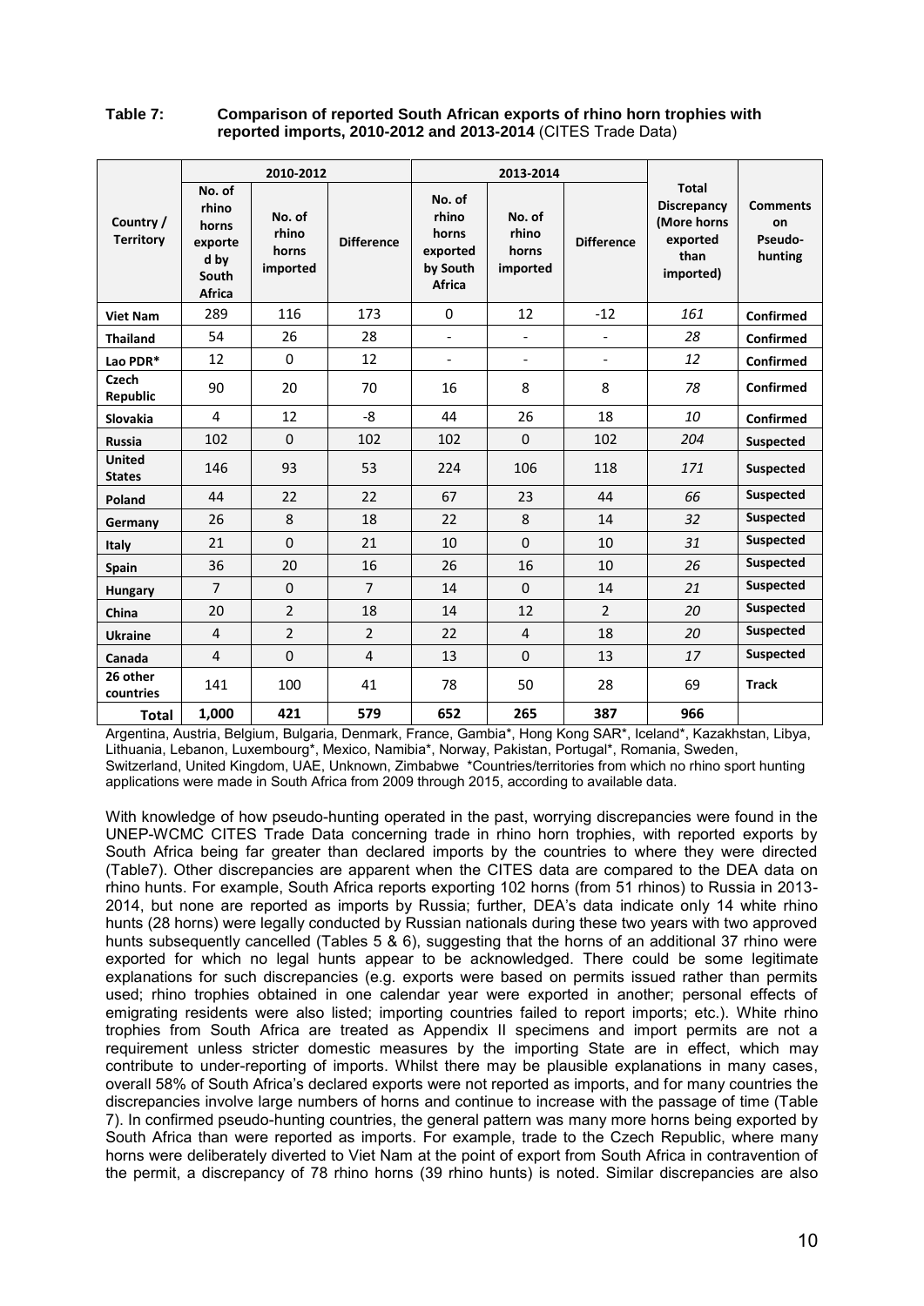**Table 7: Comparison of reported South African exports of rhino horn trophies with reported imports, 2010-2012 and 2013-2014** (CITES Trade Data)

| Country / Territory | 2010-2012 | | | 2013-2014 | | | Total Discrepancy (More horns exported than imported) | Comments on Pseudo-hunting |
|---|---|---|---|---|---|---|---|---|
| | No. of rhino horns exported by South Africa | No. of rhino horns imported | Difference | No. of rhino horns exported by South Africa | No. of rhino horns imported | Difference | | |
| **Viet Nam** | 289 | 116 | 173 | 0 | 12 | -12 | *161* | **Confirmed** |
| **Thailand** | 54 | 26 | 28 | - | - | - | *28* | **Confirmed** |
| **Lao PDR*** | 12 | 0 | 12 | - | - | - | *12* | **Confirmed** |
| **Czech Republic** | 90 | 20 | 70 | 16 | 8 | 8 | *78* | **Confirmed** |
| **Slovakia** | 4 | 12 | -8 | 44 | 26 | 18 | *10* | **Confirmed** |
| **Russia** | 102 | 0 | 102 | 102 | 0 | 102 | *204* | **Suspected** |
| **United States** | 146 | 93 | 53 | 224 | 106 | 118 | *171* | **Suspected** |
| **Poland** | 44 | 22 | 22 | 67 | 23 | 44 | *66* | **Suspected** |
| **Germany** | 26 | 8 | 18 | 22 | 8 | 14 | *32* | **Suspected** |
| **Italy** | 21 | 0 | 21 | 10 | 0 | 10 | *31* | **Suspected** |
| **Spain** | 36 | 20 | 16 | 26 | 16 | 10 | *26* | **Suspected** |
| **Hungary** | 7 | 0 | 7 | 14 | 0 | 14 | *21* | **Suspected** |
| **China** | 20 | 2 | 18 | 14 | 12 | 2 | *20* | **Suspected** |
| **Ukraine** | 4 | 2 | 2 | 22 | 4 | 18 | *20* | **Suspected** |
| **Canada** | 4 | 0 | 4 | 13 | 0 | 13 | *17* | **Suspected** |
| **26 other countries** | 141 | 100 | 41 | 78 | 50 | 28 | 69 | **Track** |
| **Total** | **1,000** | **421** | **579** | **652** | **265** | **387** | **966** | |

Argentina, Austria, Belgium, Bulgaria, Denmark, France, Gambia*, Hong Kong SAR*, Iceland*, Kazakhstan, Libya, Lithuania, Lebanon, Luxembourg*, Mexico, Namibia*, Norway, Pakistan, Portugal*, Romania, Sweden, Switzerland, United Kingdom, UAE, Unknown, Zimbabwe *Countries/territories from which no rhino sport hunting applications were made in South Africa from 2009 through 2015, according to available data.

With knowledge of how pseudo-hunting operated in the past, worrying discrepancies were found in the UNEP-WCMC CITES Trade Data concerning trade in rhino horn trophies, with reported exports by South Africa being far greater than declared imports by the countries to where they were directed (Table7). Other discrepancies are apparent when the CITES data are compared to the DEA data on rhino hunts. For example, South Africa reports exporting 102 horns (from 51 rhinos) to Russia in 2013-2014, but none are reported as imports by Russia; further, DEA's data indicate only 14 white rhino hunts (28 horns) were legally conducted by Russian nationals during these two years with two approved hunts subsequently cancelled (Tables 5 & 6), suggesting that the horns of an additional 37 rhino were exported for which no legal hunts appear to be acknowledged. There could be some legitimate explanations for such discrepancies (e.g. exports were based on permits issued rather than permits used; rhino trophies obtained in one calendar year were exported in another; personal effects of emigrating residents were also listed; importing countries failed to report imports; etc.). White rhino trophies from South Africa are treated as Appendix II specimens and import permits are not a requirement unless stricter domestic measures by the importing State are in effect, which may contribute to under-reporting of imports. Whilst there may be plausible explanations in many cases, overall 58% of South Africa's declared exports were not reported as imports, and for many countries the discrepancies involve large numbers of horns and continue to increase with the passage of time (Table 7). In confirmed pseudo-hunting countries, the general pattern was many more horns being exported by South Africa than were reported as imports. For example, trade to the Czech Republic, where many horns were deliberately diverted to Viet Nam at the point of export from South Africa in contravention of the permit, a discrepancy of 78 rhino horns (39 rhino hunts) is noted. Similar discrepancies are also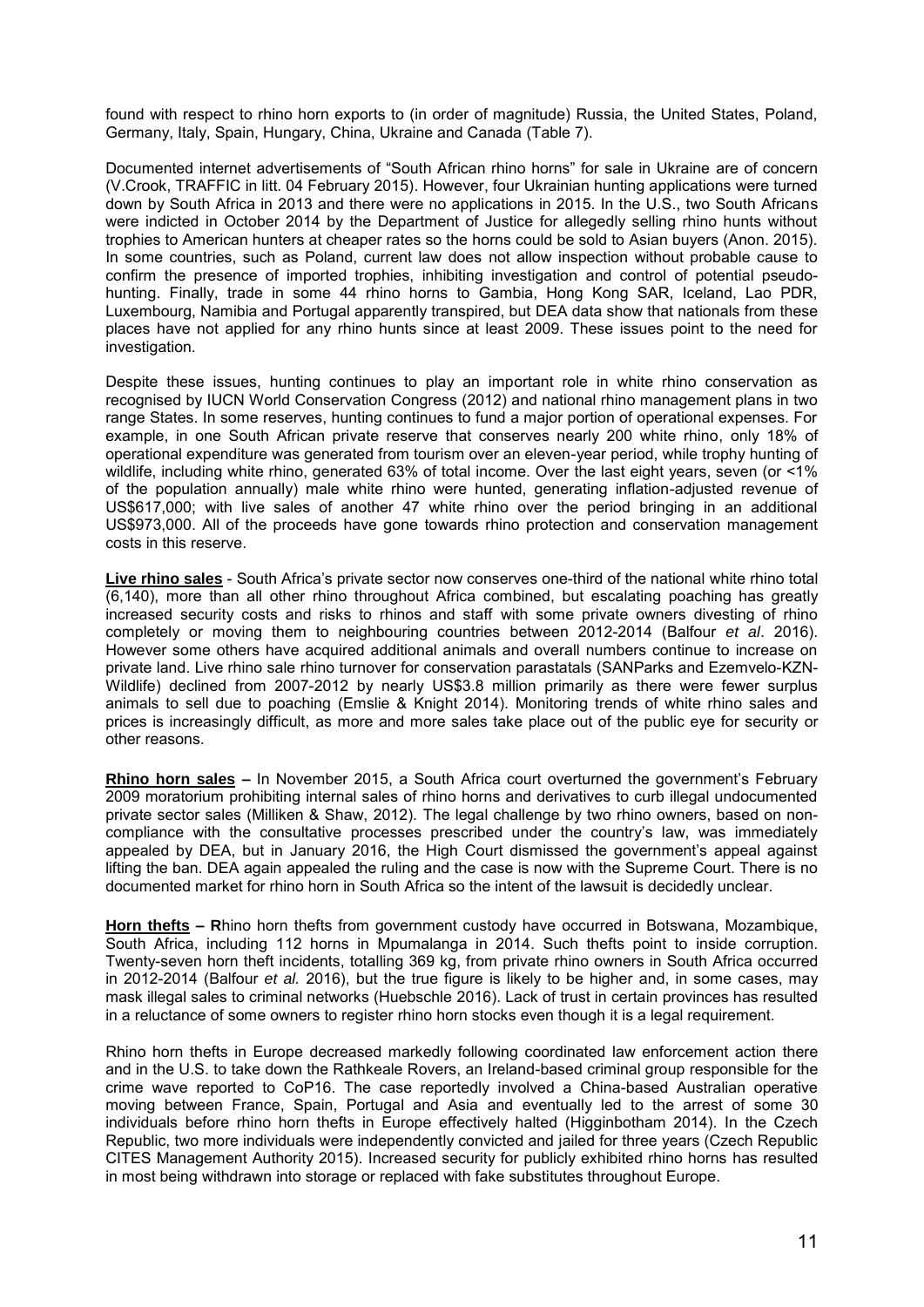found with respect to rhino horn exports to (in order of magnitude) Russia, the United States, Poland, Germany, Italy, Spain, Hungary, China, Ukraine and Canada (Table 7).

Documented internet advertisements of "South African rhino horns" for sale in Ukraine are of concern (V.Crook, TRAFFIC in litt. 04 February 2015). However, four Ukrainian hunting applications were turned down by South Africa in 2013 and there were no applications in 2015. In the U.S., two South Africans were indicted in October 2014 by the Department of Justice for allegedly selling rhino hunts without trophies to American hunters at cheaper rates so the horns could be sold to Asian buyers (Anon. 2015). In some countries, such as Poland, current law does not allow inspection without probable cause to confirm the presence of imported trophies, inhibiting investigation and control of potential pseudo-hunting. Finally, trade in some 44 rhino horns to Gambia, Hong Kong SAR, Iceland, Lao PDR, Luxembourg, Namibia and Portugal apparently transpired, but DEA data show that nationals from these places have not applied for any rhino hunts since at least 2009. These issues point to the need for investigation.

Despite these issues, hunting continues to play an important role in white rhino conservation as recognised by IUCN World Conservation Congress (2012) and national rhino management plans in two range States. In some reserves, hunting continues to fund a major portion of operational expenses. For example, in one South African private reserve that conserves nearly 200 white rhino, only 18% of operational expenditure was generated from tourism over an eleven-year period, while trophy hunting of wildlife, including white rhino, generated 63% of total income. Over the last eight years, seven (or <1% of the population annually) male white rhino were hunted, generating inflation-adjusted revenue of US$617,000; with live sales of another 47 white rhino over the period bringing in an additional US$973,000. All of the proceeds have gone towards rhino protection and conservation management costs in this reserve.

**Live rhino sales** - South Africa's private sector now conserves one-third of the national white rhino total (6,140), more than all other rhino throughout Africa combined, but escalating poaching has greatly increased security costs and risks to rhinos and staff with some private owners divesting of rhino completely or moving them to neighbouring countries between 2012-2014 (Balfour *et al*. 2016). However some others have acquired additional animals and overall numbers continue to increase on private land. Live rhino sale rhino turnover for conservation parastatals (SANParks and Ezemvelo-KZN-Wildlife) declined from 2007-2012 by nearly US$3.8 million primarily as there were fewer surplus animals to sell due to poaching (Emslie & Knight 2014). Monitoring trends of white rhino sales and prices is increasingly difficult, as more and more sales take place out of the public eye for security or other reasons.

**Rhino horn sales –** In November 2015, a South Africa court overturned the government's February 2009 moratorium prohibiting internal sales of rhino horns and derivatives to curb illegal undocumented private sector sales (Milliken & Shaw, 2012). The legal challenge by two rhino owners, based on non-compliance with the consultative processes prescribed under the country's law, was immediately appealed by DEA, but in January 2016, the High Court dismissed the government's appeal against lifting the ban. DEA again appealed the ruling and the case is now with the Supreme Court. There is no documented market for rhino horn in South Africa so the intent of the lawsuit is decidedly unclear.

**Horn thefts – R**hino horn thefts from government custody have occurred in Botswana, Mozambique, South Africa, including 112 horns in Mpumalanga in 2014. Such thefts point to inside corruption. Twenty-seven horn theft incidents, totalling 369 kg, from private rhino owners in South Africa occurred in 2012-2014 (Balfour *et al.* 2016), but the true figure is likely to be higher and, in some cases, may mask illegal sales to criminal networks (Huebschle 2016). Lack of trust in certain provinces has resulted in a reluctance of some owners to register rhino horn stocks even though it is a legal requirement.

Rhino horn thefts in Europe decreased markedly following coordinated law enforcement action there and in the U.S. to take down the Rathkeale Rovers, an Ireland-based criminal group responsible for the crime wave reported to CoP16. The case reportedly involved a China-based Australian operative moving between France, Spain, Portugal and Asia and eventually led to the arrest of some 30 individuals before rhino horn thefts in Europe effectively halted (Higginbotham 2014). In the Czech Republic, two more individuals were independently convicted and jailed for three years (Czech Republic CITES Management Authority 2015). Increased security for publicly exhibited rhino horns has resulted in most being withdrawn into storage or replaced with fake substitutes throughout Europe.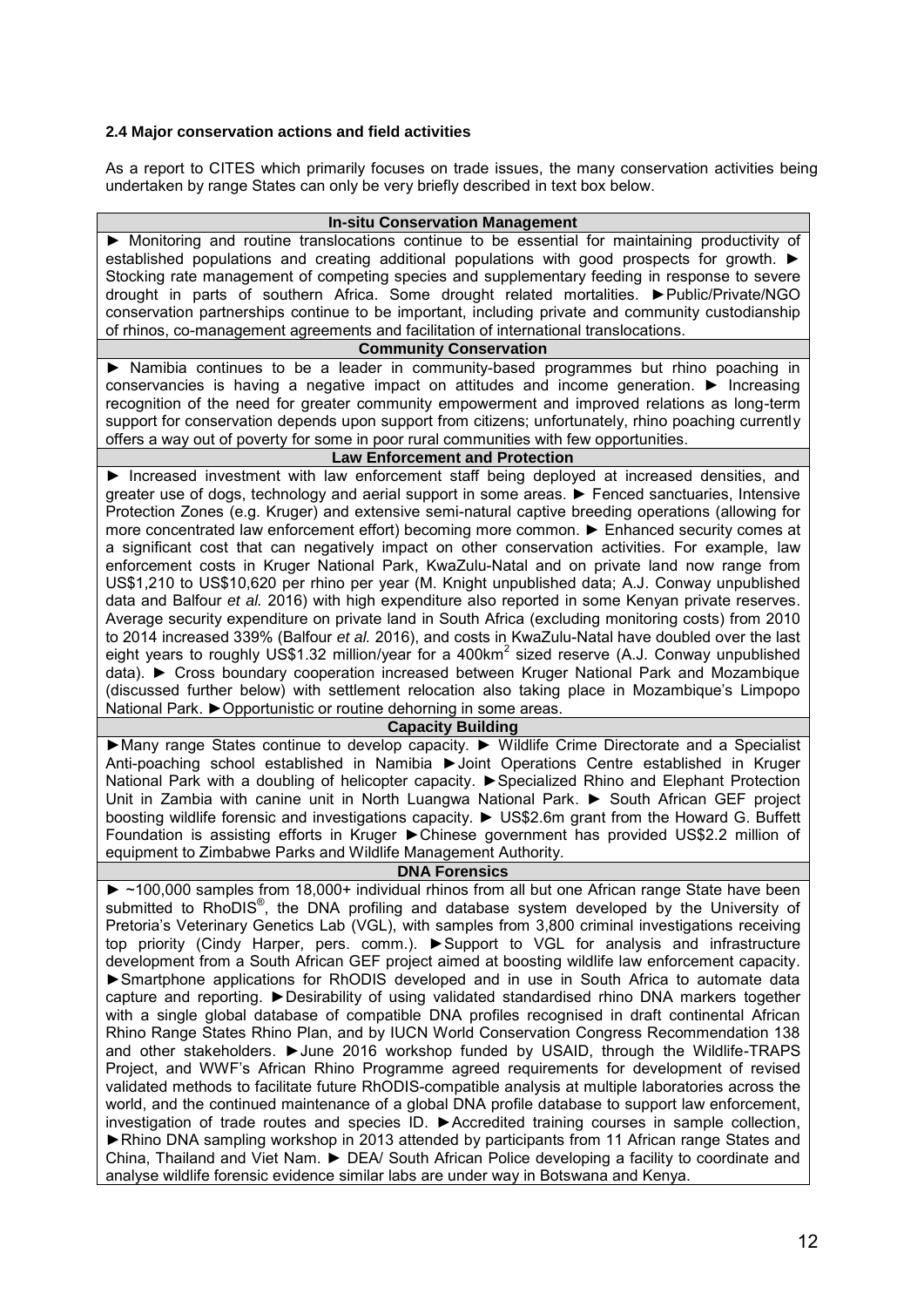**2.4 Major conservation actions and field activities**

As a report to CITES which primarily focuses on trade issues, the many conservation activities being undertaken by range States can only be very briefly described in text box below.

| In-situ Conservation Management |
|---|
| ► Monitoring and routine translocations continue to be essential for maintaining productivity of established populations and creating additional populations with good prospects for growth. ► Stocking rate management of competing species and supplementary feeding in response to severe drought in parts of southern Africa. Some drought related mortalities. ►Public/Private/NGO conservation partnerships continue to be important, including private and community custodianship of rhinos, co-management agreements and facilitation of international translocations. |
| **Community Conservation** |
| ► Namibia continues to be a leader in community-based programmes but rhino poaching in conservancies is having a negative impact on attitudes and income generation. ► Increasing recognition of the need for greater community empowerment and improved relations as long-term support for conservation depends upon support from citizens; unfortunately, rhino poaching currently offers a way out of poverty for some in poor rural communities with few opportunities. |
| **Law Enforcement and Protection** |
| ► Increased investment with law enforcement staff being deployed at increased densities, and greater use of dogs, technology and aerial support in some areas. ► Fenced sanctuaries, Intensive Protection Zones (e.g. Kruger) and extensive semi-natural captive breeding operations (allowing for more concentrated law enforcement effort) becoming more common. ► Enhanced security comes at a significant cost that can negatively impact on other conservation activities. For example, law enforcement costs in Kruger National Park, KwaZulu-Natal and on private land now range from US$1,210 to US$10,620 per rhino per year (M. Knight unpublished data; A.J. Conway unpublished data and Balfour *et al.* 2016) with high expenditure also reported in some Kenyan private reserves. Average security expenditure on private land in South Africa (excluding monitoring costs) from 2010 to 2014 increased 339% (Balfour *et al.* 2016), and costs in KwaZulu-Natal have doubled over the last eight years to roughly US$1.32 million/year for a 400km$^2$ sized reserve (A.J. Conway unpublished data). ► Cross boundary cooperation increased between Kruger National Park and Mozambique (discussed further below) with settlement relocation also taking place in Mozambique's Limpopo National Park. ►Opportunistic or routine dehorning in some areas. |
| **Capacity Building** |
| ►Many range States continue to develop capacity. ► Wildlife Crime Directorate and a Specialist Anti-poaching school established in Namibia ►Joint Operations Centre established in Kruger National Park with a doubling of helicopter capacity. ►Specialized Rhino and Elephant Protection Unit in Zambia with canine unit in North Luangwa National Park. ► South African GEF project boosting wildlife forensic and investigations capacity. ► US$2.6m grant from the Howard G. Buffett Foundation is assisting efforts in Kruger ►Chinese government has provided US$2.2 million of equipment to Zimbabwe Parks and Wildlife Management Authority. |
| **DNA Forensics** |
| ► ~100,000 samples from 18,000+ individual rhinos from all but one African range State have been submitted to RhoDIS®, the DNA profiling and database system developed by the University of Pretoria's Veterinary Genetics Lab (VGL), with samples from 3,800 criminal investigations receiving top priority (Cindy Harper, pers. comm.). ►Support to VGL for analysis and infrastructure development from a South African GEF project aimed at boosting wildlife law enforcement capacity. ►Smartphone applications for RhODIS developed and in use in South Africa to automate data capture and reporting. ►Desirability of using validated standardised rhino DNA markers together with a single global database of compatible DNA profiles recognised in draft continental African Rhino Range States Rhino Plan, and by IUCN World Conservation Congress Recommendation 138 and other stakeholders. ►June 2016 workshop funded by USAID, through the Wildlife-TRAPS Project, and WWF's African Rhino Programme agreed requirements for development of revised validated methods to facilitate future RhODIS-compatible analysis at multiple laboratories across the world, and the continued maintenance of a global DNA profile database to support law enforcement, investigation of trade routes and species ID. ►Accredited training courses in sample collection, ►Rhino DNA sampling workshop in 2013 attended by participants from 11 African range States and China, Thailand and Viet Nam. ► DEA/ South African Police developing a facility to coordinate and analyse wildlife forensic evidence similar labs are under way in Botswana and Kenya. |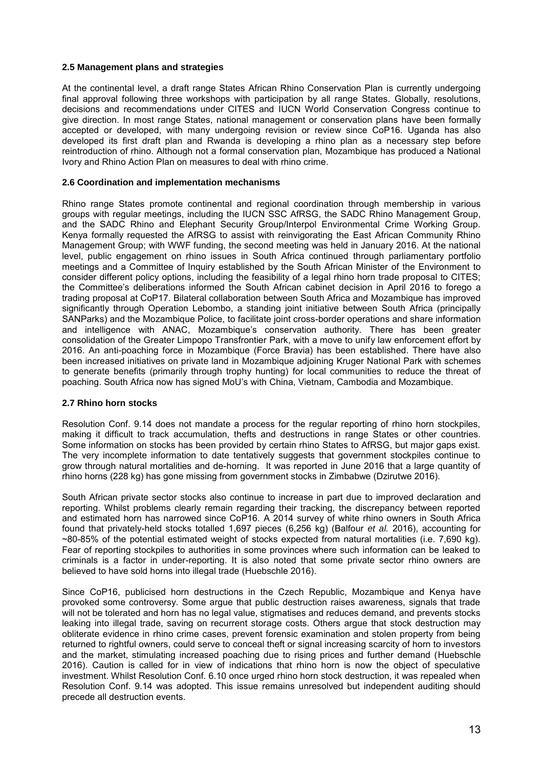### 2.5 Management plans and strategies

At the continental level, a draft range States African Rhino Conservation Plan is currently undergoing final approval following three workshops with participation by all range States. Globally, resolutions, decisions and recommendations under CITES and IUCN World Conservation Congress continue to give direction. In most range States, national management or conservation plans have been formally accepted or developed, with many undergoing revision or review since CoP16. Uganda has also developed its first draft plan and Rwanda is developing a rhino plan as a necessary step before reintroduction of rhino. Although not a formal conservation plan, Mozambique has produced a National Ivory and Rhino Action Plan on measures to deal with rhino crime.

### 2.6 Coordination and implementation mechanisms

Rhino range States promote continental and regional coordination through membership in various groups with regular meetings, including the IUCN SSC AfRSG, the SADC Rhino Management Group, and the SADC Rhino and Elephant Security Group/Interpol Environmental Crime Working Group. Kenya formally requested the AfRSG to assist with reinvigorating the East African Community Rhino Management Group; with WWF funding, the second meeting was held in January 2016. At the national level, public engagement on rhino issues in South Africa continued through parliamentary portfolio meetings and a Committee of Inquiry established by the South African Minister of the Environment to consider different policy options, including the feasibility of a legal rhino horn trade proposal to CITES; the Committee's deliberations informed the South African cabinet decision in April 2016 to forego a trading proposal at CoP17. Bilateral collaboration between South Africa and Mozambique has improved significantly through Operation Lebombo, a standing joint initiative between South Africa (principally SANParks) and the Mozambique Police, to facilitate joint cross-border operations and share information and intelligence with ANAC, Mozambique's conservation authority. There has been greater consolidation of the Greater Limpopo Transfrontier Park, with a move to unify law enforcement effort by 2016. An anti-poaching force in Mozambique (Force Bravia) has been established. There have also been increased initiatives on private land in Mozambique adjoining Kruger National Park with schemes to generate benefits (primarily through trophy hunting) for local communities to reduce the threat of poaching. South Africa now has signed MoU's with China, Vietnam, Cambodia and Mozambique.

### 2.7 Rhino horn stocks

Resolution Conf. 9.14 does not mandate a process for the regular reporting of rhino horn stockpiles, making it difficult to track accumulation, thefts and destructions in range States or other countries. Some information on stocks has been provided by certain rhino States to AfRSG, but major gaps exist. The very incomplete information to date tentatively suggests that government stockpiles continue to grow through natural mortalities and de-horning. It was reported in June 2016 that a large quantity of rhino horns (228 kg) has gone missing from government stocks in Zimbabwe (Dzirutwe 2016).

South African private sector stocks also continue to increase in part due to improved declaration and reporting. Whilst problems clearly remain regarding their tracking, the discrepancy between reported and estimated horn has narrowed since CoP16. A 2014 survey of white rhino owners in South Africa found that privately-held stocks totalled 1,697 pieces (6,256 kg) (Balfour *et al.* 2016), accounting for ~80-85% of the potential estimated weight of stocks expected from natural mortalities (i.e. 7,690 kg). Fear of reporting stockpiles to authorities in some provinces where such information can be leaked to criminals is a factor in under-reporting. It is also noted that some private sector rhino owners are believed to have sold horns into illegal trade (Huebschle 2016).

Since CoP16, publicised horn destructions in the Czech Republic, Mozambique and Kenya have provoked some controversy. Some argue that public destruction raises awareness, signals that trade will not be tolerated and horn has no legal value, stigmatises and reduces demand, and prevents stocks leaking into illegal trade, saving on recurrent storage costs. Others argue that stock destruction may obliterate evidence in rhino crime cases, prevent forensic examination and stolen property from being returned to rightful owners, could serve to conceal theft or signal increasing scarcity of horn to investors and the market, stimulating increased poaching due to rising prices and further demand (Huebschle 2016). Caution is called for in view of indications that rhino horn is now the object of speculative investment. Whilst Resolution Conf. 6.10 once urged rhino horn stock destruction, it was repealed when Resolution Conf. 9.14 was adopted. This issue remains unresolved but independent auditing should precede all destruction events.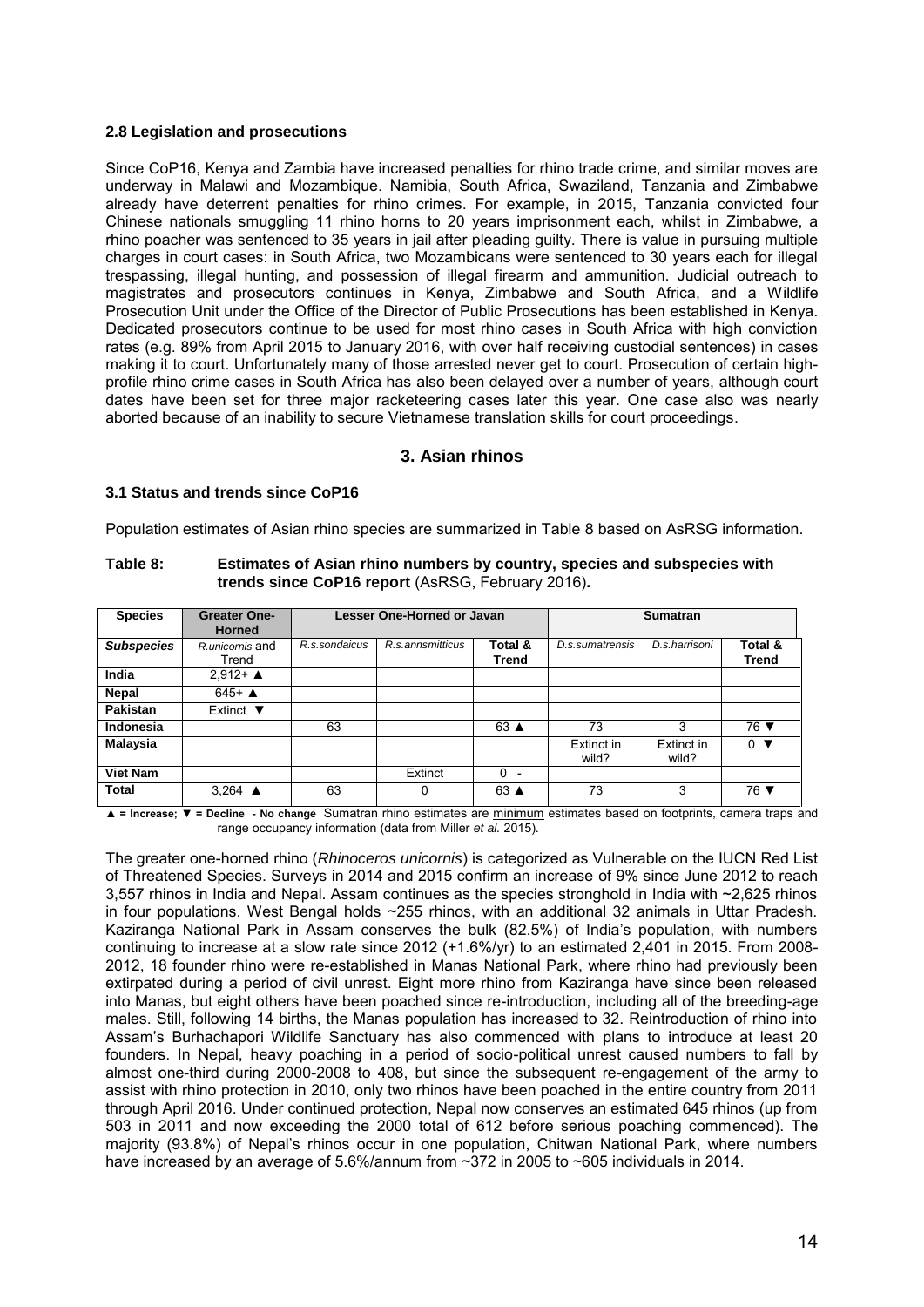### 2.8 Legislation and prosecutions

Since CoP16, Kenya and Zambia have increased penalties for rhino trade crime, and similar moves are underway in Malawi and Mozambique. Namibia, South Africa, Swaziland, Tanzania and Zimbabwe already have deterrent penalties for rhino crimes. For example, in 2015, Tanzania convicted four Chinese nationals smuggling 11 rhino horns to 20 years imprisonment each, whilst in Zimbabwe, a rhino poacher was sentenced to 35 years in jail after pleading guilty. There is value in pursuing multiple charges in court cases: in South Africa, two Mozambicans were sentenced to 30 years each for illegal trespassing, illegal hunting, and possession of illegal firearm and ammunition. Judicial outreach to magistrates and prosecutors continues in Kenya, Zimbabwe and South Africa, and a Wildlife Prosecution Unit under the Office of the Director of Public Prosecutions has been established in Kenya. Dedicated prosecutors continue to be used for most rhino cases in South Africa with high conviction rates (e.g. 89% from April 2015 to January 2016, with over half receiving custodial sentences) in cases making it to court. Unfortunately many of those arrested never get to court. Prosecution of certain high-profile rhino crime cases in South Africa has also been delayed over a number of years, although court dates have been set for three major racketeering cases later this year. One case also was nearly aborted because of an inability to secure Vietnamese translation skills for court proceedings.

## 3. Asian rhinos

### 3.1 Status and trends since CoP16

Population estimates of Asian rhino species are summarized in Table 8 based on AsRSG information.

**Table 8: Estimates of Asian rhino numbers by country, species and subspecies with trends since CoP16 report** (AsRSG, February 2016)**.**

| Species | Greater One-Horned | Lesser One-Horned or Javan | | | Sumatran | | |
|---|---|---|---|---|---|---|---|
| ***Subspecies*** | *R.unicornis* and Trend | *R.s.sondaicus* | *R.s.annsmitticus* | **Total & Trend** | *D.s.sumatrensis* | *D.s.harrisoni* | **Total & Trend** |
| **India** | 2,912+ ▲ | | | | | | |
| **Nepal** | 645+ ▲ | | | | | | |
| **Pakistan** | Extinct ▼ | | | | | | |
| **Indonesia** | | 63 | | 63 ▲ | 73 | 3 | 76 ▼ |
| **Malaysia** | | | | | Extinct in wild? | Extinct in wild? | 0 ▼ |
| **Viet Nam** | | | Extinct | 0 - | | | |
| **Total** | 3,264 ▲ | 63 | 0 | 63 ▲ | 73 | 3 | 76 ▼ |

**▲ = Increase; ▼ = Decline - No change** Sumatran rhino estimates are minimum estimates based on footprints, camera traps and range occupancy information (data from Miller *et al.* 2015).

The greater one-horned rhino (*Rhinoceros unicornis*) is categorized as Vulnerable on the IUCN Red List of Threatened Species. Surveys in 2014 and 2015 confirm an increase of 9% since June 2012 to reach 3,557 rhinos in India and Nepal. Assam continues as the species stronghold in India with ~2,625 rhinos in four populations. West Bengal holds ~255 rhinos, with an additional 32 animals in Uttar Pradesh. Kaziranga National Park in Assam conserves the bulk (82.5%) of India's population, with numbers continuing to increase at a slow rate since 2012 (+1.6%/yr) to an estimated 2,401 in 2015. From 2008-2012, 18 founder rhino were re-established in Manas National Park, where rhino had previously been extirpated during a period of civil unrest. Eight more rhino from Kaziranga have since been released into Manas, but eight others have been poached since re-introduction, including all of the breeding-age males. Still, following 14 births, the Manas population has increased to 32. Reintroduction of rhino into Assam's Burhachapori Wildlife Sanctuary has also commenced with plans to introduce at least 20 founders. In Nepal, heavy poaching in a period of socio-political unrest caused numbers to fall by almost one-third during 2000-2008 to 408, but since the subsequent re-engagement of the army to assist with rhino protection in 2010, only two rhinos have been poached in the entire country from 2011 through April 2016. Under continued protection, Nepal conserves an estimated 645 rhinos (up from 503 in 2011 and now exceeding the 2000 total of 612 before serious poaching commenced). The majority (93.8%) of Nepal's rhinos occur in one population, Chitwan National Park, where numbers have increased by an average of 5.6%/annum from ~372 in 2005 to ~605 individuals in 2014.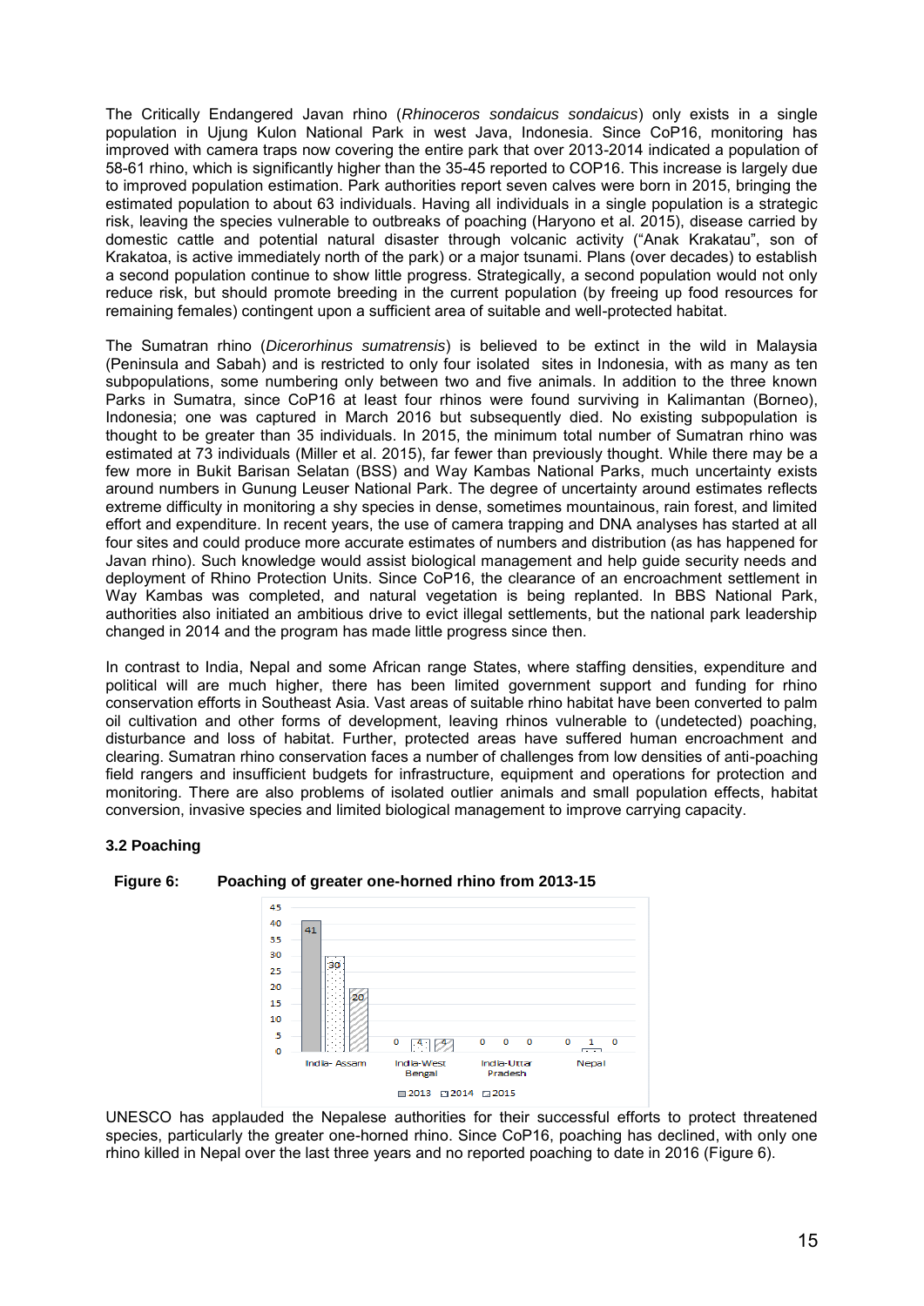The Critically Endangered Javan rhino (*Rhinoceros sondaicus sondaicus*) only exists in a single population in Ujung Kulon National Park in west Java, Indonesia. Since CoP16, monitoring has improved with camera traps now covering the entire park that over 2013-2014 indicated a population of 58-61 rhino, which is significantly higher than the 35-45 reported to COP16. This increase is largely due to improved population estimation. Park authorities report seven calves were born in 2015, bringing the estimated population to about 63 individuals. Having all individuals in a single population is a strategic risk, leaving the species vulnerable to outbreaks of poaching (Haryono et al. 2015), disease carried by domestic cattle and potential natural disaster through volcanic activity ("Anak Krakatau", son of Krakatoa, is active immediately north of the park) or a major tsunami. Plans (over decades) to establish a second population continue to show little progress. Strategically, a second population would not only reduce risk, but should promote breeding in the current population (by freeing up food resources for remaining females) contingent upon a sufficient area of suitable and well-protected habitat.

The Sumatran rhino (*Dicerorhinus sumatrensis*) is believed to be extinct in the wild in Malaysia (Peninsula and Sabah) and is restricted to only four isolated sites in Indonesia, with as many as ten subpopulations, some numbering only between two and five animals. In addition to the three known Parks in Sumatra, since CoP16 at least four rhinos were found surviving in Kalimantan (Borneo), Indonesia; one was captured in March 2016 but subsequently died. No existing subpopulation is thought to be greater than 35 individuals. In 2015, the minimum total number of Sumatran rhino was estimated at 73 individuals (Miller et al. 2015), far fewer than previously thought. While there may be a few more in Bukit Barisan Selatan (BSS) and Way Kambas National Parks, much uncertainty exists around numbers in Gunung Leuser National Park. The degree of uncertainty around estimates reflects extreme difficulty in monitoring a shy species in dense, sometimes mountainous, rain forest, and limited effort and expenditure. In recent years, the use of camera trapping and DNA analyses has started at all four sites and could produce more accurate estimates of numbers and distribution (as has happened for Javan rhino). Such knowledge would assist biological management and help guide security needs and deployment of Rhino Protection Units. Since CoP16, the clearance of an encroachment settlement in Way Kambas was completed, and natural vegetation is being replanted. In BBS National Park, authorities also initiated an ambitious drive to evict illegal settlements, but the national park leadership changed in 2014 and the program has made little progress since then.

In contrast to India, Nepal and some African range States, where staffing densities, expenditure and political will are much higher, there has been limited government support and funding for rhino conservation efforts in Southeast Asia. Vast areas of suitable rhino habitat have been converted to palm oil cultivation and other forms of development, leaving rhinos vulnerable to (undetected) poaching, disturbance and loss of habitat. Further, protected areas have suffered human encroachment and clearing. Sumatran rhino conservation faces a number of challenges from low densities of anti-poaching field rangers and insufficient budgets for infrastructure, equipment and operations for protection and monitoring. There are also problems of isolated outlier animals and small population effects, habitat conversion, invasive species and limited biological management to improve carrying capacity.

### 3.2 Poaching

**Figure 6: Poaching of greater one-horned rhino from 2013-15**

| | 2013 | 2014 | 2015 |
|---|---|---|---|
| India- Assam | 41 | 30 | 20 |
| India-West Bengal | 0 | 4 | 4 |
| India-Uttar Pradesh | 0 | 0 | 0 |
| Nepal | 0 | 1 | 0 |

UNESCO has applauded the Nepalese authorities for their successful efforts to protect threatened species, particularly the greater one-horned rhino. Since CoP16, poaching has declined, with only one rhino killed in Nepal over the last three years and no reported poaching to date in 2016 (Figure 6).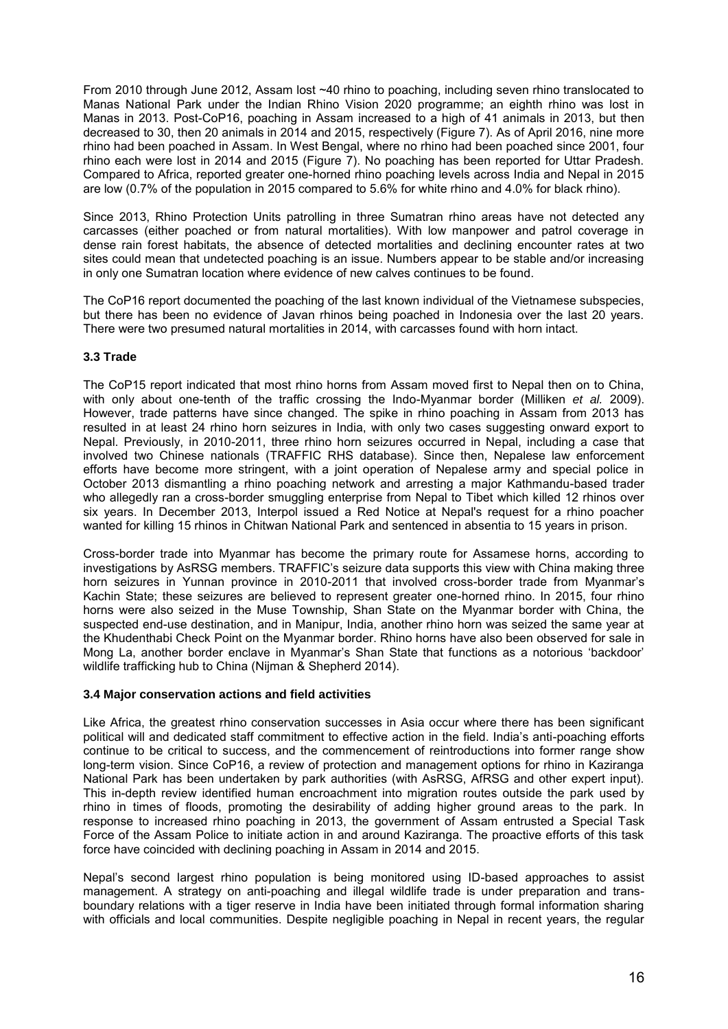From 2010 through June 2012, Assam lost ~40 rhino to poaching, including seven rhino translocated to Manas National Park under the Indian Rhino Vision 2020 programme; an eighth rhino was lost in Manas in 2013. Post-CoP16, poaching in Assam increased to a high of 41 animals in 2013, but then decreased to 30, then 20 animals in 2014 and 2015, respectively (Figure 7). As of April 2016, nine more rhino had been poached in Assam. In West Bengal, where no rhino had been poached since 2001, four rhino each were lost in 2014 and 2015 (Figure 7). No poaching has been reported for Uttar Pradesh. Compared to Africa, reported greater one-horned rhino poaching levels across India and Nepal in 2015 are low (0.7% of the population in 2015 compared to 5.6% for white rhino and 4.0% for black rhino).

Since 2013, Rhino Protection Units patrolling in three Sumatran rhino areas have not detected any carcasses (either poached or from natural mortalities). With low manpower and patrol coverage in dense rain forest habitats, the absence of detected mortalities and declining encounter rates at two sites could mean that undetected poaching is an issue. Numbers appear to be stable and/or increasing in only one Sumatran location where evidence of new calves continues to be found.

The CoP16 report documented the poaching of the last known individual of the Vietnamese subspecies, but there has been no evidence of Javan rhinos being poached in Indonesia over the last 20 years. There were two presumed natural mortalities in 2014, with carcasses found with horn intact.

### 3.3 Trade

The CoP15 report indicated that most rhino horns from Assam moved first to Nepal then on to China, with only about one-tenth of the traffic crossing the Indo-Myanmar border (Milliken *et al.* 2009). However, trade patterns have since changed. The spike in rhino poaching in Assam from 2013 has resulted in at least 24 rhino horn seizures in India, with only two cases suggesting onward export to Nepal. Previously, in 2010-2011, three rhino horn seizures occurred in Nepal, including a case that involved two Chinese nationals (TRAFFIC RHS database). Since then, Nepalese law enforcement efforts have become more stringent, with a joint operation of Nepalese army and special police in October 2013 dismantling a rhino poaching network and arresting a major Kathmandu-based trader who allegedly ran a cross-border smuggling enterprise from Nepal to Tibet which killed 12 rhinos over six years. In December 2013, Interpol issued a Red Notice at Nepal's request for a rhino poacher wanted for killing 15 rhinos in Chitwan National Park and sentenced in absentia to 15 years in prison.

Cross-border trade into Myanmar has become the primary route for Assamese horns, according to investigations by AsRSG members. TRAFFIC's seizure data supports this view with China making three horn seizures in Yunnan province in 2010-2011 that involved cross-border trade from Myanmar's Kachin State; these seizures are believed to represent greater one-horned rhino. In 2015, four rhino horns were also seized in the Muse Township, Shan State on the Myanmar border with China, the suspected end-use destination, and in Manipur, India, another rhino horn was seized the same year at the Khudenthabi Check Point on the Myanmar border. Rhino horns have also been observed for sale in Mong La, another border enclave in Myanmar's Shan State that functions as a notorious 'backdoor' wildlife trafficking hub to China (Nijman & Shepherd 2014).

### 3.4 Major conservation actions and field activities

Like Africa, the greatest rhino conservation successes in Asia occur where there has been significant political will and dedicated staff commitment to effective action in the field. India's anti-poaching efforts continue to be critical to success, and the commencement of reintroductions into former range show long-term vision. Since CoP16, a review of protection and management options for rhino in Kaziranga National Park has been undertaken by park authorities (with AsRSG, AfRSG and other expert input). This in-depth review identified human encroachment into migration routes outside the park used by rhino in times of floods, promoting the desirability of adding higher ground areas to the park. In response to increased rhino poaching in 2013, the government of Assam entrusted a Special Task Force of the Assam Police to initiate action in and around Kaziranga. The proactive efforts of this task force have coincided with declining poaching in Assam in 2014 and 2015.

Nepal's second largest rhino population is being monitored using ID-based approaches to assist management. A strategy on anti-poaching and illegal wildlife trade is under preparation and trans-boundary relations with a tiger reserve in India have been initiated through formal information sharing with officials and local communities. Despite negligible poaching in Nepal in recent years, the regular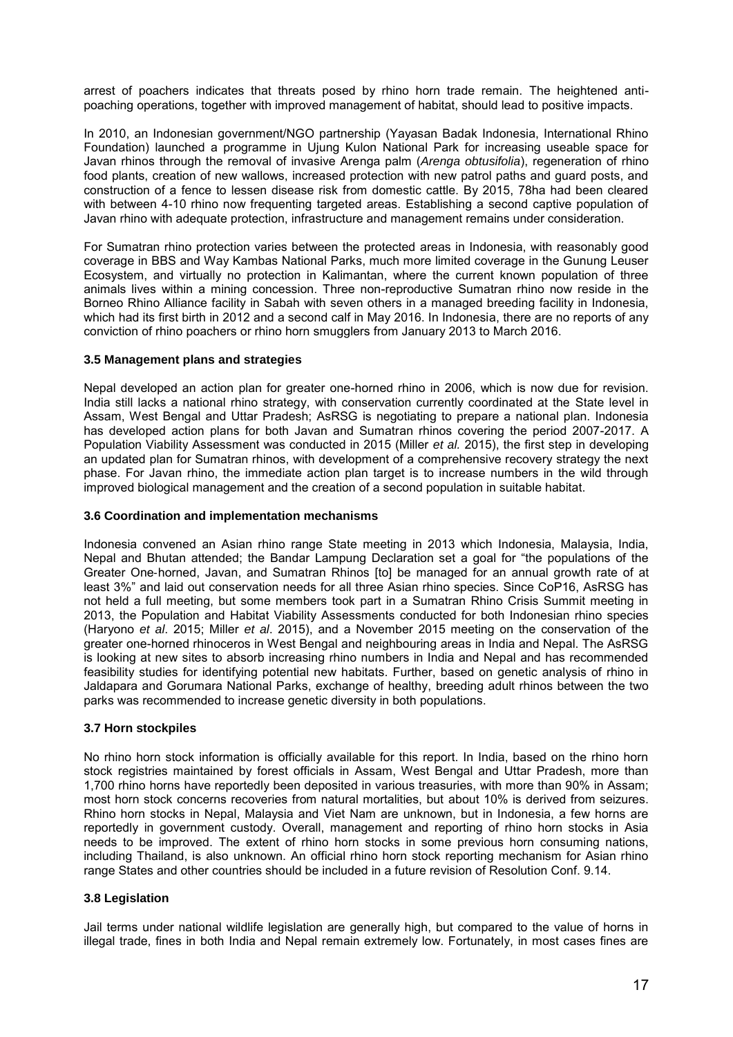arrest of poachers indicates that threats posed by rhino horn trade remain. The heightened anti-poaching operations, together with improved management of habitat, should lead to positive impacts.

In 2010, an Indonesian government/NGO partnership (Yayasan Badak Indonesia, International Rhino Foundation) launched a programme in Ujung Kulon National Park for increasing useable space for Javan rhinos through the removal of invasive Arenga palm (*Arenga obtusifolia*), regeneration of rhino food plants, creation of new wallows, increased protection with new patrol paths and guard posts, and construction of a fence to lessen disease risk from domestic cattle. By 2015, 78ha had been cleared with between 4-10 rhino now frequenting targeted areas. Establishing a second captive population of Javan rhino with adequate protection, infrastructure and management remains under consideration.

For Sumatran rhino protection varies between the protected areas in Indonesia, with reasonably good coverage in BBS and Way Kambas National Parks, much more limited coverage in the Gunung Leuser Ecosystem, and virtually no protection in Kalimantan, where the current known population of three animals lives within a mining concession. Three non-reproductive Sumatran rhino now reside in the Borneo Rhino Alliance facility in Sabah with seven others in a managed breeding facility in Indonesia, which had its first birth in 2012 and a second calf in May 2016. In Indonesia, there are no reports of any conviction of rhino poachers or rhino horn smugglers from January 2013 to March 2016.

**3.5 Management plans and strategies**

Nepal developed an action plan for greater one-horned rhino in 2006, which is now due for revision. India still lacks a national rhino strategy, with conservation currently coordinated at the State level in Assam, West Bengal and Uttar Pradesh; AsRSG is negotiating to prepare a national plan. Indonesia has developed action plans for both Javan and Sumatran rhinos covering the period 2007-2017. A Population Viability Assessment was conducted in 2015 (Miller *et al.* 2015), the first step in developing an updated plan for Sumatran rhinos, with development of a comprehensive recovery strategy the next phase. For Javan rhino, the immediate action plan target is to increase numbers in the wild through improved biological management and the creation of a second population in suitable habitat.

**3.6 Coordination and implementation mechanisms**

Indonesia convened an Asian rhino range State meeting in 2013 which Indonesia, Malaysia, India, Nepal and Bhutan attended; the Bandar Lampung Declaration set a goal for "the populations of the Greater One-horned, Javan, and Sumatran Rhinos [to] be managed for an annual growth rate of at least 3%" and laid out conservation needs for all three Asian rhino species. Since CoP16, AsRSG has not held a full meeting, but some members took part in a Sumatran Rhino Crisis Summit meeting in 2013, the Population and Habitat Viability Assessments conducted for both Indonesian rhino species (Haryono *et al*. 2015; Miller *et al*. 2015), and a November 2015 meeting on the conservation of the greater one-horned rhinoceros in West Bengal and neighbouring areas in India and Nepal. The AsRSG is looking at new sites to absorb increasing rhino numbers in India and Nepal and has recommended feasibility studies for identifying potential new habitats. Further, based on genetic analysis of rhino in Jaldapara and Gorumara National Parks, exchange of healthy, breeding adult rhinos between the two parks was recommended to increase genetic diversity in both populations.

**3.7 Horn stockpiles**

No rhino horn stock information is officially available for this report. In India, based on the rhino horn stock registries maintained by forest officials in Assam, West Bengal and Uttar Pradesh, more than 1,700 rhino horns have reportedly been deposited in various treasuries, with more than 90% in Assam; most horn stock concerns recoveries from natural mortalities, but about 10% is derived from seizures. Rhino horn stocks in Nepal, Malaysia and Viet Nam are unknown, but in Indonesia, a few horns are reportedly in government custody. Overall, management and reporting of rhino horn stocks in Asia needs to be improved. The extent of rhino horn stocks in some previous horn consuming nations, including Thailand, is also unknown. An official rhino horn stock reporting mechanism for Asian rhino range States and other countries should be included in a future revision of Resolution Conf. 9.14.

**3.8 Legislation**

Jail terms under national wildlife legislation are generally high, but compared to the value of horns in illegal trade, fines in both India and Nepal remain extremely low. Fortunately, in most cases fines are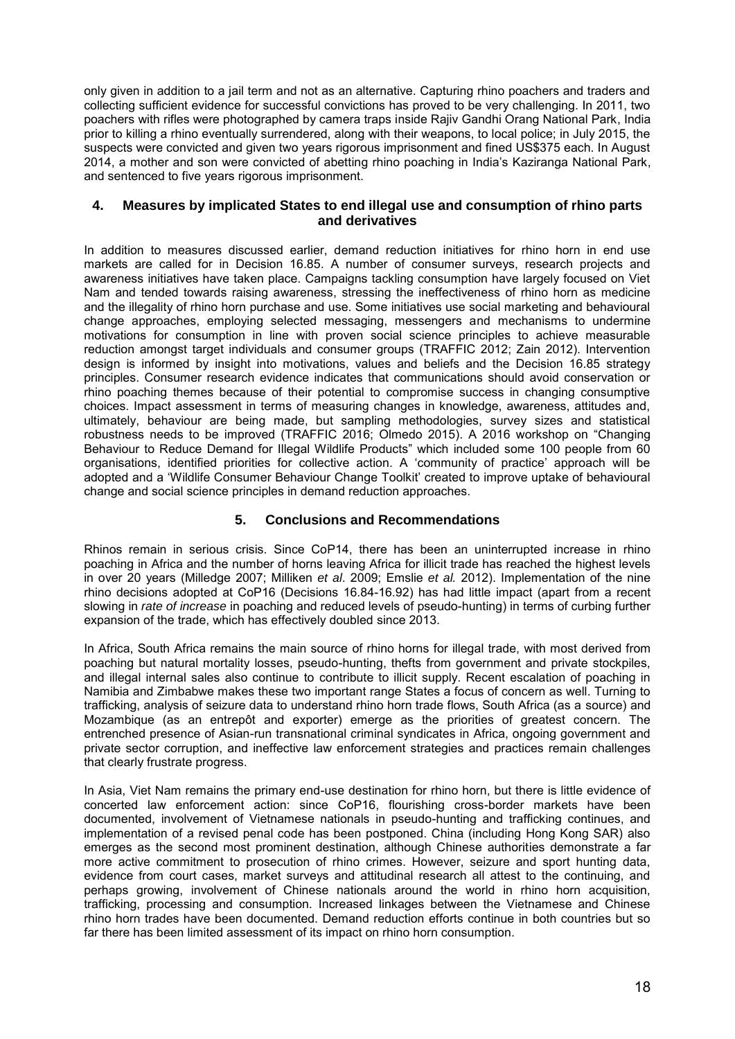only given in addition to a jail term and not as an alternative. Capturing rhino poachers and traders and collecting sufficient evidence for successful convictions has proved to be very challenging. In 2011, two poachers with rifles were photographed by camera traps inside Rajiv Gandhi Orang National Park, India prior to killing a rhino eventually surrendered, along with their weapons, to local police; in July 2015, the suspects were convicted and given two years rigorous imprisonment and fined US$375 each. In August 2014, a mother and son were convicted of abetting rhino poaching in India's Kaziranga National Park, and sentenced to five years rigorous imprisonment.

## 4. Measures by implicated States to end illegal use and consumption of rhino parts and derivatives

In addition to measures discussed earlier, demand reduction initiatives for rhino horn in end use markets are called for in Decision 16.85. A number of consumer surveys, research projects and awareness initiatives have taken place. Campaigns tackling consumption have largely focused on Viet Nam and tended towards raising awareness, stressing the ineffectiveness of rhino horn as medicine and the illegality of rhino horn purchase and use. Some initiatives use social marketing and behavioural change approaches, employing selected messaging, messengers and mechanisms to undermine motivations for consumption in line with proven social science principles to achieve measurable reduction amongst target individuals and consumer groups (TRAFFIC 2012; Zain 2012). Intervention design is informed by insight into motivations, values and beliefs and the Decision 16.85 strategy principles. Consumer research evidence indicates that communications should avoid conservation or rhino poaching themes because of their potential to compromise success in changing consumptive choices. Impact assessment in terms of measuring changes in knowledge, awareness, attitudes and, ultimately, behaviour are being made, but sampling methodologies, survey sizes and statistical robustness needs to be improved (TRAFFIC 2016; Olmedo 2015). A 2016 workshop on "Changing Behaviour to Reduce Demand for Illegal Wildlife Products" which included some 100 people from 60 organisations, identified priorities for collective action. A 'community of practice' approach will be adopted and a 'Wildlife Consumer Behaviour Change Toolkit' created to improve uptake of behavioural change and social science principles in demand reduction approaches.

## 5. Conclusions and Recommendations

Rhinos remain in serious crisis. Since CoP14, there has been an uninterrupted increase in rhino poaching in Africa and the number of horns leaving Africa for illicit trade has reached the highest levels in over 20 years (Milledge 2007; Milliken *et al*. 2009; Emslie *et al.* 2012). Implementation of the nine rhino decisions adopted at CoP16 (Decisions 16.84-16.92) has had little impact (apart from a recent slowing in *rate of increase* in poaching and reduced levels of pseudo-hunting) in terms of curbing further expansion of the trade, which has effectively doubled since 2013.

In Africa, South Africa remains the main source of rhino horns for illegal trade, with most derived from poaching but natural mortality losses, pseudo-hunting, thefts from government and private stockpiles, and illegal internal sales also continue to contribute to illicit supply. Recent escalation of poaching in Namibia and Zimbabwe makes these two important range States a focus of concern as well. Turning to trafficking, analysis of seizure data to understand rhino horn trade flows, South Africa (as a source) and Mozambique (as an entrepôt and exporter) emerge as the priorities of greatest concern. The entrenched presence of Asian-run transnational criminal syndicates in Africa, ongoing government and private sector corruption, and ineffective law enforcement strategies and practices remain challenges that clearly frustrate progress.

In Asia, Viet Nam remains the primary end-use destination for rhino horn, but there is little evidence of concerted law enforcement action: since CoP16, flourishing cross-border markets have been documented, involvement of Vietnamese nationals in pseudo-hunting and trafficking continues, and implementation of a revised penal code has been postponed. China (including Hong Kong SAR) also emerges as the second most prominent destination, although Chinese authorities demonstrate a far more active commitment to prosecution of rhino crimes. However, seizure and sport hunting data, evidence from court cases, market surveys and attitudinal research all attest to the continuing, and perhaps growing, involvement of Chinese nationals around the world in rhino horn acquisition, trafficking, processing and consumption. Increased linkages between the Vietnamese and Chinese rhino horn trades have been documented. Demand reduction efforts continue in both countries but so far there has been limited assessment of its impact on rhino horn consumption.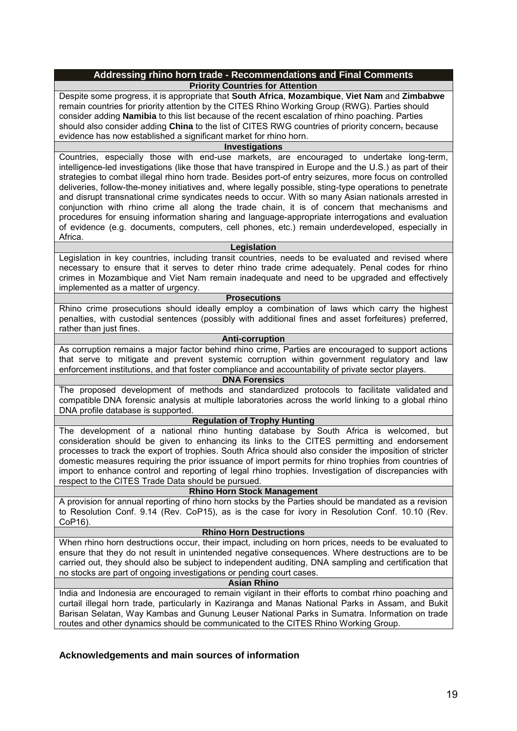| Addressing rhino horn trade - Recommendations and Final Comments |
|---|
| **Priority Countries for Attention** |
| Despite some progress, it is appropriate that **South Africa**, **Mozambique**, **Viet Nam** and **Zimbabwe** remain countries for priority attention by the CITES Rhino Working Group (RWG). Parties should consider adding **Namibia** to this list because of the recent escalation of rhino poaching. Parties should also consider adding **China** to the list of CITES RWG countries of priority concern, because evidence has now established a significant market for rhino horn. |
| **Investigations** |
| Countries, especially those with end-use markets, are encouraged to undertake long-term, intelligence-led investigations (like those that have transpired in Europe and the U.S.) as part of their strategies to combat illegal rhino horn trade. Besides port-of entry seizures, more focus on controlled deliveries, follow-the-money initiatives and, where legally possible, sting-type operations to penetrate and disrupt transnational crime syndicates needs to occur. With so many Asian nationals arrested in conjunction with rhino crime all along the trade chain, it is of concern that mechanisms and procedures for ensuing information sharing and language-appropriate interrogations and evaluation of evidence (e.g. documents, computers, cell phones, etc.) remain underdeveloped, especially in Africa. |
| **Legislation** |
| Legislation in key countries, including transit countries, needs to be evaluated and revised where necessary to ensure that it serves to deter rhino trade crime adequately. Penal codes for rhino crimes in Mozambique and Viet Nam remain inadequate and need to be upgraded and effectively implemented as a matter of urgency. |
| **Prosecutions** |
| Rhino crime prosecutions should ideally employ a combination of laws which carry the highest penalties, with custodial sentences (possibly with additional fines and asset forfeitures) preferred, rather than just fines. |
| **Anti-corruption** |
| As corruption remains a major factor behind rhino crime, Parties are encouraged to support actions that serve to mitigate and prevent systemic corruption within government regulatory and law enforcement institutions, and that foster compliance and accountability of private sector players. |
| **DNA Forensics** |
| The proposed development of methods and standardized protocols to facilitate validated and compatible DNA forensic analysis at multiple laboratories across the world linking to a global rhino DNA profile database is supported. |
| **Regulation of Trophy Hunting** |
| The development of a national rhino hunting database by South Africa is welcomed, but consideration should be given to enhancing its links to the CITES permitting and endorsement processes to track the export of trophies. South Africa should also consider the imposition of stricter domestic measures requiring the prior issuance of import permits for rhino trophies from countries of import to enhance control and reporting of legal rhino trophies. Investigation of discrepancies with respect to the CITES Trade Data should be pursued. |
| **Rhino Horn Stock Management** |
| A provision for annual reporting of rhino horn stocks by the Parties should be mandated as a revision to Resolution Conf. 9.14 (Rev. CoP15), as is the case for ivory in Resolution Conf. 10.10 (Rev. CoP16). |
| **Rhino Horn Destructions** |
| When rhino horn destructions occur, their impact, including on horn prices, needs to be evaluated to ensure that they do not result in unintended negative consequences. Where destructions are to be carried out, they should also be subject to independent auditing, DNA sampling and certification that no stocks are part of ongoing investigations or pending court cases. |
| **Asian Rhino** |
| India and Indonesia are encouraged to remain vigilant in their efforts to combat rhino poaching and curtail illegal horn trade, particularly in Kaziranga and Manas National Parks in Assam, and Bukit Barisan Selatan, Way Kambas and Gunung Leuser National Parks in Sumatra. Information on trade routes and other dynamics should be communicated to the CITES Rhino Working Group. |

**Acknowledgements and main sources of information**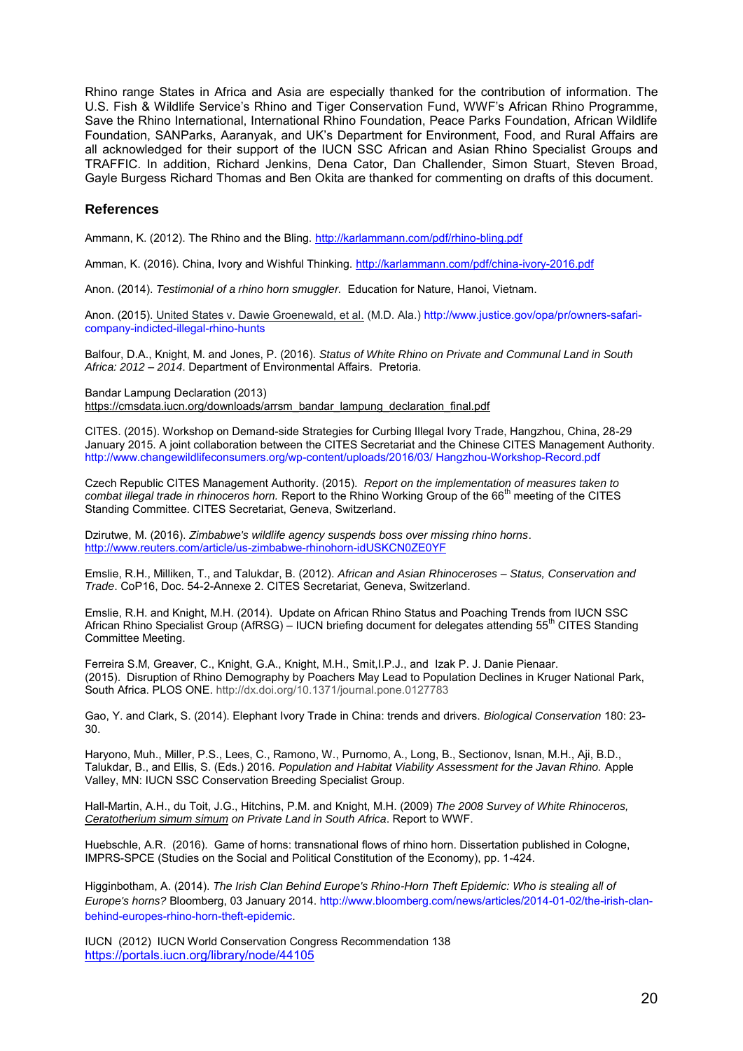Rhino range States in Africa and Asia are especially thanked for the contribution of information. The U.S. Fish & Wildlife Service's Rhino and Tiger Conservation Fund, WWF's African Rhino Programme, Save the Rhino International, International Rhino Foundation, Peace Parks Foundation, African Wildlife Foundation, SANParks, Aaranyak, and UK's Department for Environment, Food, and Rural Affairs are all acknowledged for their support of the IUCN SSC African and Asian Rhino Specialist Groups and TRAFFIC. In addition, Richard Jenkins, Dena Cator, Dan Challender, Simon Stuart, Steven Broad, Gayle Burgess Richard Thomas and Ben Okita are thanked for commenting on drafts of this document.

## References

Ammann, K. (2012). The Rhino and the Bling. http://karlammann.com/pdf/rhino-bling.pdf

Amman, K. (2016). China, Ivory and Wishful Thinking. http://karlammann.com/pdf/china-ivory-2016.pdf

Anon. (2014). *Testimonial of a rhino horn smuggler.* Education for Nature, Hanoi, Vietnam.

Anon. (2015). United States v. Dawie Groenewald, et al. (M.D. Ala.) http://www.justice.gov/opa/pr/owners-safari-company-indicted-illegal-rhino-hunts

Balfour, D.A., Knight, M. and Jones, P. (2016). *Status of White Rhino on Private and Communal Land in South Africa: 2012 – 2014*. Department of Environmental Affairs. Pretoria.

Bandar Lampung Declaration (2013) https://cmsdata.iucn.org/downloads/arrsm_bandar_lampung_declaration_final.pdf

CITES. (2015). Workshop on Demand-side Strategies for Curbing Illegal Ivory Trade, Hangzhou, China, 28-29 January 2015. A joint collaboration between the CITES Secretariat and the Chinese CITES Management Authority. http://www.changewildlifeconsumers.org/wp-content/uploads/2016/03/ Hangzhou-Workshop-Record.pdf

Czech Republic CITES Management Authority. (2015). *Report on the implementation of measures taken to combat illegal trade in rhinoceros horn.* Report to the Rhino Working Group of the 66th meeting of the CITES Standing Committee. CITES Secretariat, Geneva, Switzerland.

Dzirutwe, M. (2016). *Zimbabwe's wildlife agency suspends boss over missing rhino horns*. http://www.reuters.com/article/us-zimbabwe-rhinohorn-idUSKCN0ZE0YF

Emslie, R.H., Milliken, T., and Talukdar, B. (2012). *African and Asian Rhinoceroses – Status, Conservation and Trade*. CoP16, Doc. 54-2-Annexe 2. CITES Secretariat, Geneva, Switzerland.

Emslie, R.H. and Knight, M.H. (2014). Update on African Rhino Status and Poaching Trends from IUCN SSC African Rhino Specialist Group (AfRSG) – IUCN briefing document for delegates attending 55th CITES Standing Committee Meeting.

Ferreira S.M, Greaver, C., Knight, G.A., Knight, M.H., Smit,I.P.J., and Izak P. J. Danie Pienaar. (2015). Disruption of Rhino Demography by Poachers May Lead to Population Declines in Kruger National Park, South Africa. PLOS ONE. http://dx.doi.org/10.1371/journal.pone.0127783

Gao, Y. and Clark, S. (2014). Elephant Ivory Trade in China: trends and drivers. *Biological Conservation* 180: 23-30.

Haryono, Muh., Miller, P.S., Lees, C., Ramono, W., Purnomo, A., Long, B., Sectionov, Isnan, M.H., Aji, B.D., Talukdar, B., and Ellis, S. (Eds.) 2016. *Population and Habitat Viability Assessment for the Javan Rhino.* Apple Valley, MN: IUCN SSC Conservation Breeding Specialist Group.

Hall-Martin, A.H., du Toit, J.G., Hitchins, P.M. and Knight, M.H. (2009) *The 2008 Survey of White Rhinoceros, Ceratotherium simum simum on Private Land in South Africa*. Report to WWF.

Huebschle, A.R. (2016). Game of horns: transnational flows of rhino horn. Dissertation published in Cologne, IMPRS-SPCE (Studies on the Social and Political Constitution of the Economy), pp. 1-424.

Higginbotham, A. (2014). *The Irish Clan Behind Europe's Rhino-Horn Theft Epidemic: Who is stealing all of Europe's horns?* Bloomberg, 03 January 2014. http://www.bloomberg.com/news/articles/2014-01-02/the-irish-clan-behind-europes-rhino-horn-theft-epidemic.

IUCN (2012) IUCN World Conservation Congress Recommendation 138 https://portals.iucn.org/library/node/44105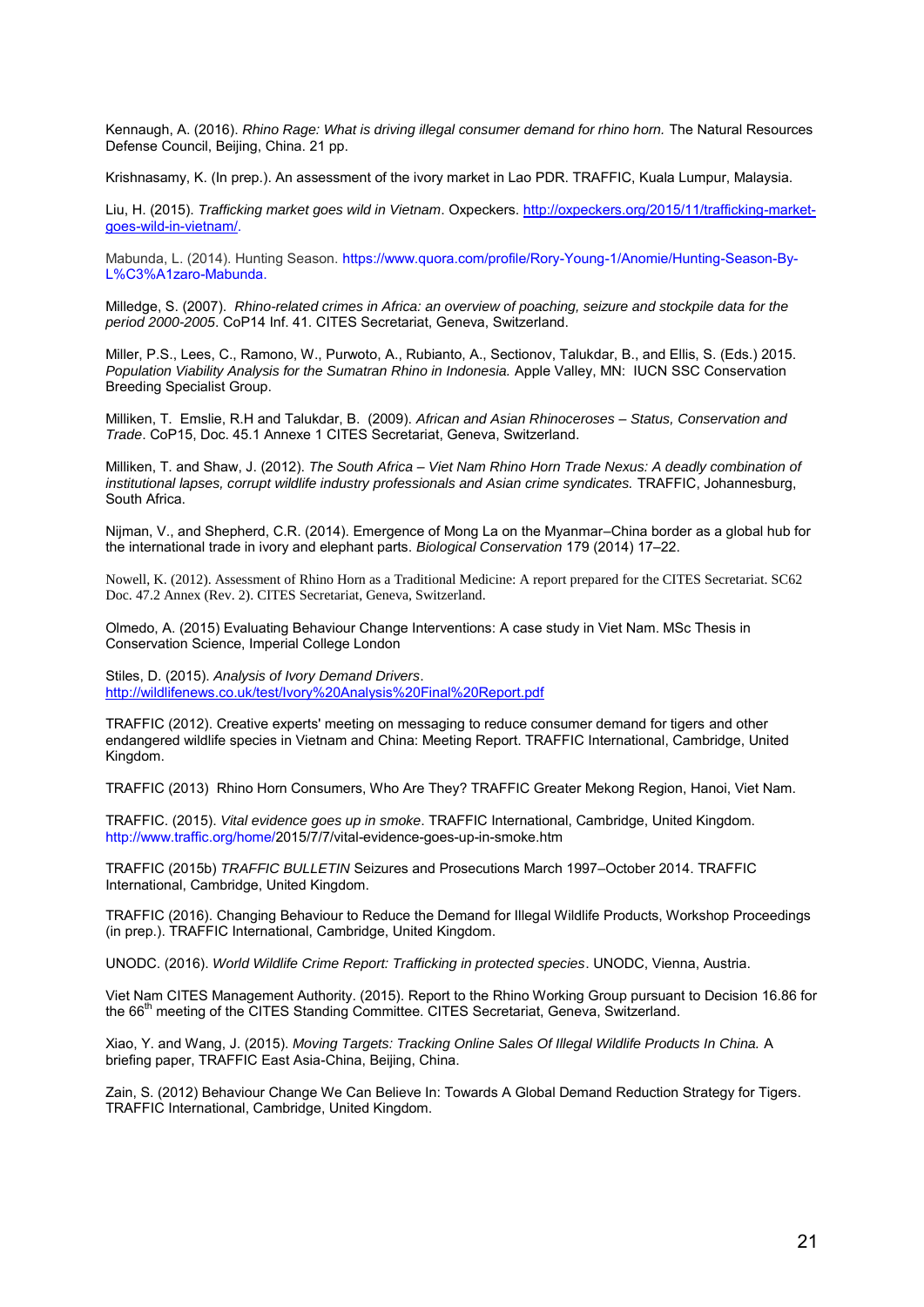Kennaugh, A. (2016). *Rhino Rage: What is driving illegal consumer demand for rhino horn.* The Natural Resources Defense Council, Beijing, China. 21 pp.

Krishnasamy, K. (In prep.). An assessment of the ivory market in Lao PDR. TRAFFIC, Kuala Lumpur, Malaysia.

Liu, H. (2015). *Trafficking market goes wild in Vietnam*. Oxpeckers. http://oxpeckers.org/2015/11/trafficking-market-goes-wild-in-vietnam/.

Mabunda, L. (2014). Hunting Season. https://www.quora.com/profile/Rory-Young-1/Anomie/Hunting-Season-By-L%C3%A1zaro-Mabunda.

Milledge, S. (2007). *Rhino-related crimes in Africa: an overview of poaching, seizure and stockpile data for the period 2000-2005*. CoP14 Inf. 41. CITES Secretariat, Geneva, Switzerland.

Miller, P.S., Lees, C., Ramono, W., Purwoto, A., Rubianto, A., Sectionov, Talukdar, B., and Ellis, S. (Eds.) 2015. *Population Viability Analysis for the Sumatran Rhino in Indonesia.* Apple Valley, MN: IUCN SSC Conservation Breeding Specialist Group.

Milliken, T. Emslie, R.H and Talukdar, B. (2009). *African and Asian Rhinoceroses – Status, Conservation and Trade*. CoP15, Doc. 45.1 Annexe 1 CITES Secretariat, Geneva, Switzerland.

Milliken, T. and Shaw, J. (2012). *The South Africa – Viet Nam Rhino Horn Trade Nexus: A deadly combination of institutional lapses, corrupt wildlife industry professionals and Asian crime syndicates.* TRAFFIC, Johannesburg, South Africa.

Nijman, V., and Shepherd, C.R. (2014). Emergence of Mong La on the Myanmar–China border as a global hub for the international trade in ivory and elephant parts. *Biological Conservation* 179 (2014) 17–22.

Nowell, K. (2012). Assessment of Rhino Horn as a Traditional Medicine: A report prepared for the CITES Secretariat. SC62 Doc. 47.2 Annex (Rev. 2). CITES Secretariat, Geneva, Switzerland.

Olmedo, A. (2015) Evaluating Behaviour Change Interventions: A case study in Viet Nam. MSc Thesis in Conservation Science, Imperial College London

Stiles, D. (2015). *Analysis of Ivory Demand Drivers*. http://wildlifenews.co.uk/test/Ivory%20Analysis%20Final%20Report.pdf

TRAFFIC (2012). Creative experts' meeting on messaging to reduce consumer demand for tigers and other endangered wildlife species in Vietnam and China: Meeting Report. TRAFFIC International, Cambridge, United Kingdom.

TRAFFIC (2013) Rhino Horn Consumers, Who Are They? TRAFFIC Greater Mekong Region, Hanoi, Viet Nam.

TRAFFIC. (2015). *Vital evidence goes up in smoke*. TRAFFIC International, Cambridge, United Kingdom. http://www.traffic.org/home/2015/7/7/vital-evidence-goes-up-in-smoke.htm

TRAFFIC (2015b) *TRAFFIC BULLETIN* Seizures and Prosecutions March 1997–October 2014. TRAFFIC International, Cambridge, United Kingdom.

TRAFFIC (2016). Changing Behaviour to Reduce the Demand for Illegal Wildlife Products, Workshop Proceedings (in prep.). TRAFFIC International, Cambridge, United Kingdom.

UNODC. (2016). *World Wildlife Crime Report: Trafficking in protected species*. UNODC, Vienna, Austria.

Viet Nam CITES Management Authority. (2015). Report to the Rhino Working Group pursuant to Decision 16.86 for the 66th meeting of the CITES Standing Committee. CITES Secretariat, Geneva, Switzerland.

Xiao, Y. and Wang, J. (2015). *Moving Targets: Tracking Online Sales Of Illegal Wildlife Products In China.* A briefing paper, TRAFFIC East Asia-China, Beijing, China.

Zain, S. (2012) Behaviour Change We Can Believe In: Towards A Global Demand Reduction Strategy for Tigers. TRAFFIC International, Cambridge, United Kingdom.